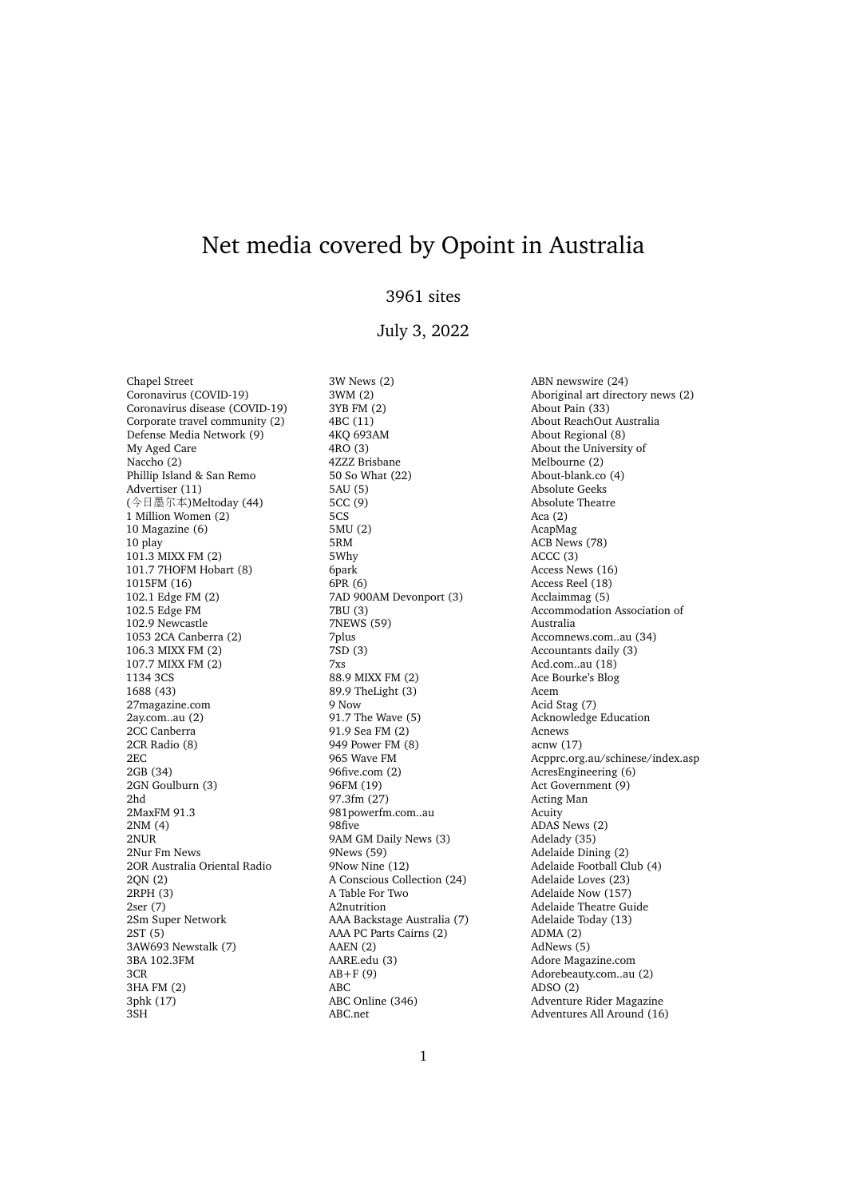# Net media covered by Opoint in Australia

3961 sites

July 3, 2022

Chapel Street
Coronavirus (COVID-19)
Coronavirus disease (COVID-19)
Corporate travel community (2)
Defense Media Network (9)
My Aged Care
Naccho (2)
Phillip Island & San Remo Advertiser (11)
(今日墨尔本)Meltoday (44)
1 Million Women (2)
10 Magazine (6)
10 play
101.3 MIXX FM (2)
101.7 7HOFM Hobart (8)
1015FM (16)
102.1 Edge FM (2)
102.5 Edge FM
102.9 Newcastle
1053 2CA Canberra (2)
106.3 MIXX FM (2)
107.7 MIXX FM (2)
1134 3CS
1688 (43)
27magazine.com
2ay.com..au (2)
2CC Canberra
2CR Radio (8)
2EC
2GB (34)
2GN Goulburn (3)
2hd
2MaxFM 91.3
2NM (4)
2NUR
2Nur Fm News
2OR Australia Oriental Radio
2QN (2)
2RPH (3)
2ser (7)
2Sm Super Network
2ST (5)
3AW693 Newstalk (7)
3BA 102.3FM
3CR
3HA FM (2)
3phk (17)
3SH
3W News (2)
3WM (2)
3YB FM (2)
4BC (11)
4KQ 693AM
4RO (3)
4ZZZ Brisbane
50 So What (22)
5AU (5)
5CC (9)
5CS
5MU (2)
5RM
5Why
6park
6PR (6)
7AD 900AM Devonport (3)
7BU (3)
7NEWS (59)
7plus
7SD (3)
7xs
88.9 MIXX FM (2)
89.9 TheLight (3)
9 Now
91.7 The Wave (5)
91.9 Sea FM (2)
949 Power FM (8)
965 Wave FM
96five.com (2)
96FM (19)
97.3fm (27)
981powerfm.com..au
98five
9AM GM Daily News (3)
9News (59)
9Now Nine (12)
A Conscious Collection (24)
A Table For Two
A2nutrition
AAA Backstage Australia (7)
AAA PC Parts Cairns (2)
AAEN (2)
AARE.edu (3)
AB+F (9)
ABC
ABC Online (346)
ABC.net
ABN newswire (24)
Aboriginal art directory news (2)
About Pain (33)
About ReachOut Australia
About Regional (8)
About the University of Melbourne (2)
About-blank.co (4)
Absolute Geeks
Absolute Theatre
Aca (2)
AcapMag
ACB News (78)
ACCC (3)
Access News (16)
Access Reel (18)
Acclaimmag (5)
Accommodation Association of Australia
Accomnews.com..au (34)
Accountants daily (3)
Acd.com..au (18)
Ace Bourke's Blog
Acem
Acid Stag (7)
Acknowledge Education
Acnews
acnw (17)
Acpprc.org.au/schinese/index.asp
AcresEngineering (6)
Act Government (9)
Acting Man
Acuity
ADAS News (2)
Adelady (35)
Adelaide Dining (2)
Adelaide Football Club (4)
Adelaide Loves (23)
Adelaide Now (157)
Adelaide Theatre Guide
Adelaide Today (13)
ADMA (2)
AdNews (5)
Adore Magazine.com
Adorebeauty.com..au (2)
ADSO (2)
Adventure Rider Magazine
Adventures All Around (16)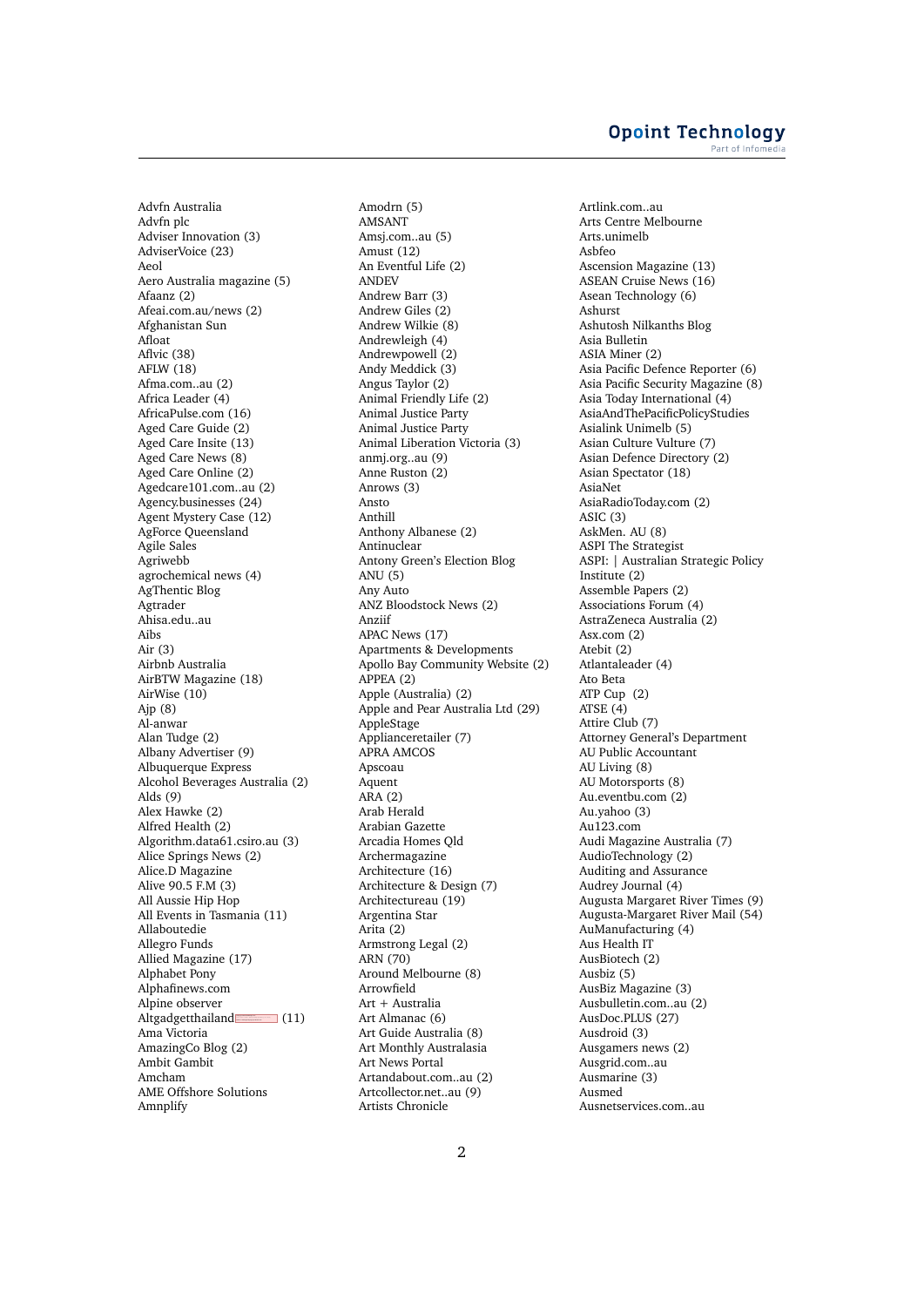Advfn Australia
Advfn plc
Adviser Innovation (3)
AdviserVoice (23)
Aeol
Aero Australia magazine (5)
Afaanz (2)
Afeai.com.au/news (2)
Afghanistan Sun
Afloat
Aflvic (38)
AFLW (18)
Afma.com..au (2)
Africa Leader (4)
AfricaPulse.com (16)
Aged Care Guide (2)
Aged Care Insite (13)
Aged Care News (8)
Aged Care Online (2)
Agedcare101.com..au (2)
Agency.businesses (24)
Agent Mystery Case (12)
AgForce Queensland
Agile Sales
Agriwebb
agrochemical news (4)
AgThentic Blog
Agtrader
Ahisa.edu..au
Aibs
Air (3)
Airbnb Australia
AirBTW Magazine (18)
AirWise (10)
Ajp (8)
Al-anwar
Alan Tudge (2)
Albany Advertiser (9)
Albuquerque Express
Alcohol Beverages Australia (2)
Alds (9)
Alex Hawke (2)
Alfred Health (2)
Algorithm.data61.csiro.au (3)
Alice Springs News (2)
Alice.D Magazine
Alive 90.5 F.M (3)
All Aussie Hip Hop
All Events in Tasmania (11)
Allaboutedie
Allegro Funds
Allied Magazine (17)
Alphabet Pony
Alphafinews.com
Alpine observer
Altgadgetthailand (11)
Ama Victoria
AmazingCo Blog (2)
Ambit Gambit
Amcham
AME Offshore Solutions
Amnplify
Amodrn (5)
AMSANT
Amsj.com..au (5)
Amust (12)
An Eventful Life (2)
ANDEV
Andrew Barr (3)
Andrew Giles (2)
Andrew Wilkie (8)
Andrewleigh (4)
Andrewpowell (2)
Andy Meddick (3)
Angus Taylor (2)
Animal Friendly Life (2)
Animal Justice Party
Animal Justice Party
Animal Liberation Victoria (3)
anmj.org..au (9)
Anne Ruston (2)
Anrows (3)
Ansto
Anthill
Anthony Albanese (2)
Antinuclear
Antony Green's Election Blog
ANU (5)
Any Auto
ANZ Bloodstock News (2)
Anziif
APAC News (17)
Apartments & Developments
Apollo Bay Community Website (2)
APPEA (2)
Apple (Australia) (2)
Apple and Pear Australia Ltd (29)
AppleStage
Applianceretailer (7)
APRA AMCOS
Apscoau
Aquent
ARA (2)
Arab Herald
Arabian Gazette
Arcadia Homes Qld
Archermagazine
Architecture (16)
Architecture & Design (7)
Architectureau (19)
Argentina Star
Arita (2)
Armstrong Legal (2)
ARN (70)
Around Melbourne (8)
Arrowfield
Art + Australia
Art Almanac (6)
Art Guide Australia (8)
Art Monthly Australasia
Art News Portal
Artandabout.com..au (2)
Artcollector.net..au (9)
Artists Chronicle
Artlink.com..au
Arts Centre Melbourne
Arts.unimelb
Asbfeo
Ascension Magazine (13)
ASEAN Cruise News (16)
Asean Technology (6)
Ashurst
Ashutosh Nilkanths Blog
Asia Bulletin
ASIA Miner (2)
Asia Pacific Defence Reporter (6)
Asia Pacific Security Magazine (8)
Asia Today International (4)
AsiaAndThePacificPolicyStudies
Asialink Unimelb (5)
Asian Culture Vulture (7)
Asian Defence Directory (2)
Asian Spectator (18)
AsiaNet
AsiaRadioToday.com (2)
ASIC (3)
AskMen. AU (8)
ASPI The Strategist
ASPI: | Australian Strategic Policy Institute (2)
Assemble Papers (2)
Associations Forum (4)
AstraZeneca Australia (2)
Asx.com (2)
Atebit (2)
Atlantaleader (4)
Ato Beta
ATP Cup (2)
ATSE (4)
Attire Club (7)
Attorney General's Department
AU Public Accountant
AU Living (8)
AU Motorsports (8)
Au.eventbu.com (2)
Au.yahoo (3)
Au123.com
Audi Magazine Australia (7)
AudioTechnology (2)
Auditing and Assurance
Audrey Journal (4)
Augusta Margaret River Times (9)
Augusta-Margaret River Mail (54)
AuManufacturing (4)
Aus Health IT
AusBiotech (2)
Ausbiz (5)
AusBiz Magazine (3)
Ausbulletin.com..au (2)
AusDoc.PLUS (27)
Ausdroid (3)
Ausgamers news (2)
Ausgrid.com..au
Ausmarine (3)
Ausmed
Ausnetservices.com..au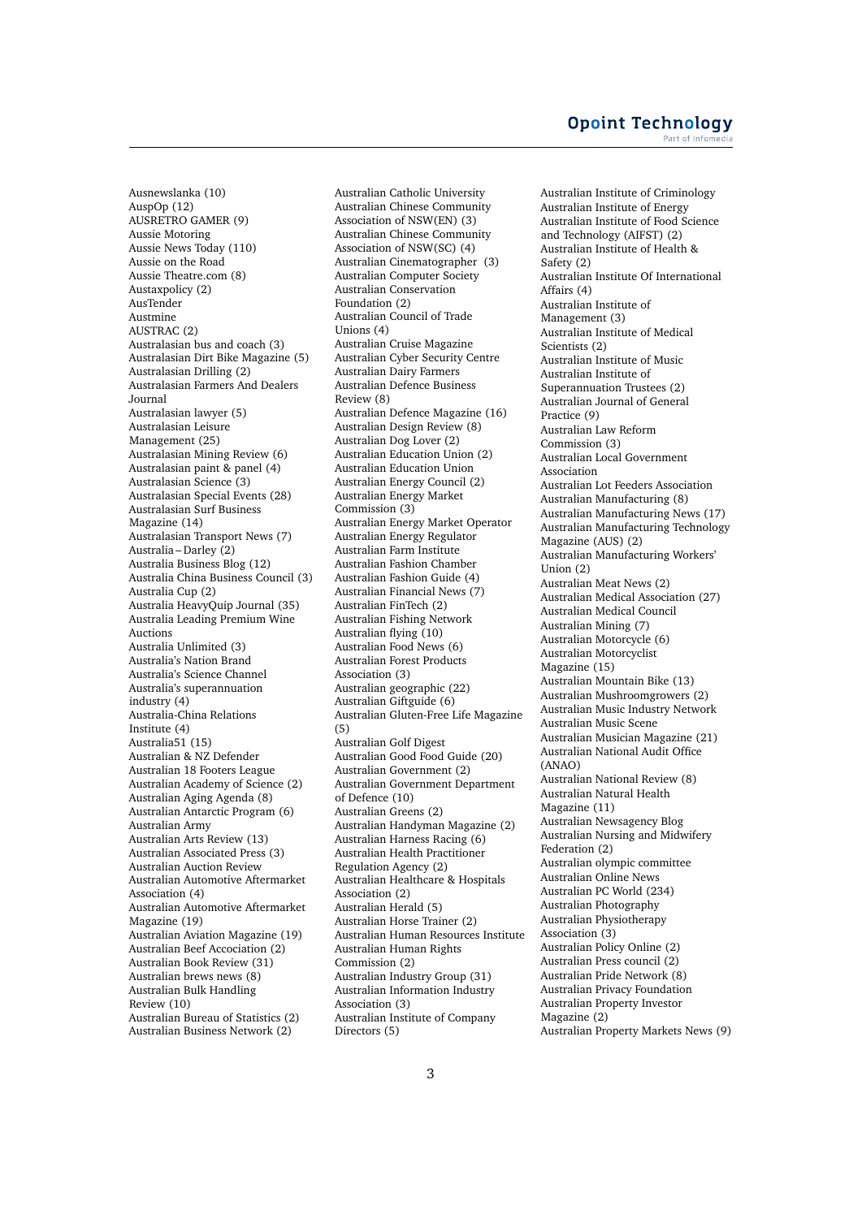Ausnewslanka (10)
AuspOp (12)
AUSRETRO GAMER (9)
Aussie Motoring
Aussie News Today (110)
Aussie on the Road
Aussie Theatre.com (8)
Austaxpolicy (2)
AusTender
Austmine
AUSTRAC (2)
Australasian bus and coach (3)
Australasian Dirt Bike Magazine (5)
Australasian Drilling (2)
Australasian Farmers And Dealers Journal
Australasian lawyer (5)
Australasian Leisure Management (25)
Australasian Mining Review (6)
Australasian paint & panel (4)
Australasian Science (3)
Australasian Special Events (28)
Australasian Surf Business Magazine (14)
Australasian Transport News (7)
Australia – Darley (2)
Australia Business Blog (12)
Australia China Business Council (3)
Australia Cup (2)
Australia HeavyQuip Journal (35)
Australia Leading Premium Wine Auctions
Australia Unlimited (3)
Australia's Nation Brand
Australia's Science Channel
Australia's superannuation industry (4)
Australia-China Relations Institute (4)
Australia51 (15)
Australian & NZ Defender
Australian 18 Footers League
Australian Academy of Science (2)
Australian Aging Agenda (8)
Australian Antarctic Program (6)
Australian Army
Australian Arts Review (13)
Australian Associated Press (3)
Australian Auction Review
Australian Automotive Aftermarket Association (4)
Australian Automotive Aftermarket Magazine (19)
Australian Aviation Magazine (19)
Australian Beef Accociation (2)
Australian Book Review (31)
Australian brews news (8)
Australian Bulk Handling Review (10)
Australian Bureau of Statistics (2)
Australian Business Network (2)
Australian Catholic University
Australian Chinese Community Association of NSW(EN) (3)
Australian Chinese Community Association of NSW(SC) (4)
Australian Cinematographer (3)
Australian Computer Society
Australian Conservation Foundation (2)
Australian Council of Trade Unions (4)
Australian Cruise Magazine
Australian Cyber Security Centre
Australian Dairy Farmers
Australian Defence Business Review (8)
Australian Defence Magazine (16)
Australian Design Review (8)
Australian Dog Lover (2)
Australian Education Union (2)
Australian Education Union
Australian Energy Council (2)
Australian Energy Market Commission (3)
Australian Energy Market Operator
Australian Energy Regulator
Australian Farm Institute
Australian Fashion Chamber
Australian Fashion Guide (4)
Australian Financial News (7)
Australian FinTech (2)
Australian Fishing Network
Australian flying (10)
Australian Food News (6)
Australian Forest Products Association (3)
Australian geographic (22)
Australian Giftguide (6)
Australian Gluten-Free Life Magazine (5)
Australian Golf Digest
Australian Good Food Guide (20)
Australian Government (2)
Australian Government Department of Defence (10)
Australian Greens (2)
Australian Handyman Magazine (2)
Australian Harness Racing (6)
Australian Health Practitioner Regulation Agency (2)
Australian Healthcare & Hospitals Association (2)
Australian Herald (5)
Australian Horse Trainer (2)
Australian Human Resources Institute
Australian Human Rights Commission (2)
Australian Industry Group (31)
Australian Information Industry Association (3)
Australian Institute of Company Directors (5)
Australian Institute of Criminology
Australian Institute of Energy
Australian Institute of Food Science and Technology (AIFST) (2)
Australian Institute of Health & Safety (2)
Australian Institute Of International Affairs (4)
Australian Institute of Management (3)
Australian Institute of Medical Scientists (2)
Australian Institute of Music
Australian Institute of Superannuation Trustees (2)
Australian Journal of General Practice (9)
Australian Law Reform Commission (3)
Australian Local Government Association
Australian Lot Feeders Association
Australian Manufacturing (8)
Australian Manufacturing News (17)
Australian Manufacturing Technology Magazine (AUS) (2)
Australian Manufacturing Workers' Union (2)
Australian Meat News (2)
Australian Medical Association (27)
Australian Medical Council
Australian Mining (7)
Australian Motorcycle (6)
Australian Motorcyclist Magazine (15)
Australian Mountain Bike (13)
Australian Mushroomgrowers (2)
Australian Music Industry Network
Australian Music Scene
Australian Musician Magazine (21)
Australian National Audit Office (ANAO)
Australian National Review (8)
Australian Natural Health Magazine (11)
Australian Newsagency Blog
Australian Nursing and Midwifery Federation (2)
Australian olympic committee
Australian Online News
Australian PC World (234)
Australian Photography
Australian Physiotherapy Association (3)
Australian Policy Online (2)
Australian Press council (2)
Australian Pride Network (8)
Australian Privacy Foundation
Australian Property Investor Magazine (2)
Australian Property Markets News (9)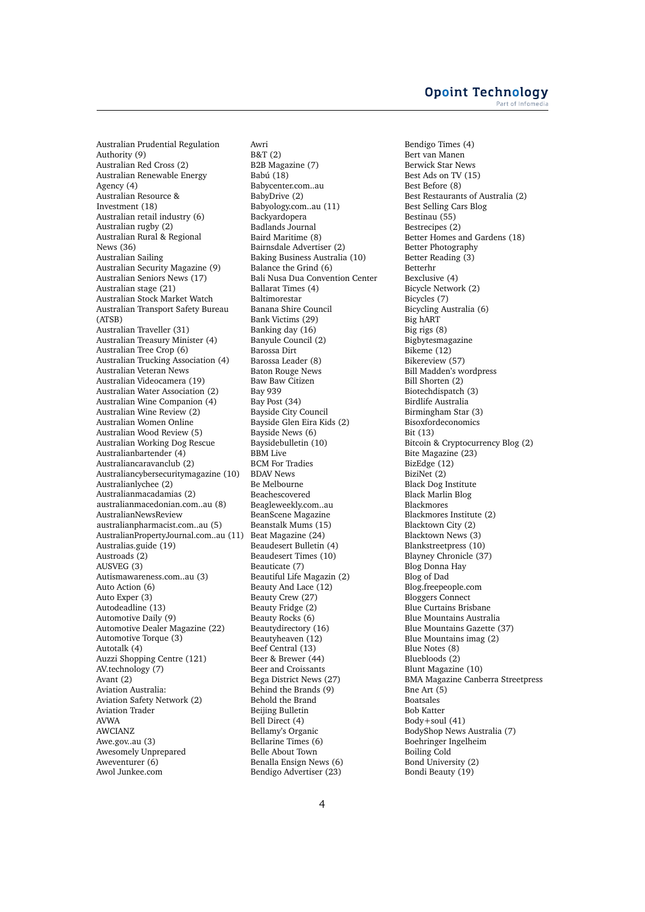Australian Prudential Regulation Authority (9)
Australian Red Cross (2)
Australian Renewable Energy Agency (4)
Australian Resource & Investment (18)
Australian retail industry (6)
Australian rugby (2)
Australian Rural & Regional News (36)
Australian Sailing
Australian Security Magazine (9)
Australian Seniors News (17)
Australian stage (21)
Australian Stock Market Watch
Australian Transport Safety Bureau (ATSB)
Australian Traveller (31)
Australian Treasury Minister (4)
Australian Tree Crop (6)
Australian Trucking Association (4)
Australian Veteran News
Australian Videocamera (19)
Australian Water Association (2)
Australian Wine Companion (4)
Australian Wine Review (2)
Australian Women Online
Australian Wood Review (5)
Australian Working Dog Rescue
Australianbartender (4)
Australiancaravanclub (2)
Australiancybersecuritymagazine (10)
Australianlychee (2)
Australianmacadamias (2)
australianmacedonian.com..au (8)
AustralianNewsReview
australianpharmacist.com..au (5)
AustralianPropertyJournal.com..au (11)
Australias.guide (19)
Austroads (2)
AUSVEG (3)
Autismawareness.com..au (3)
Auto Action (6)
Auto Exper (3)
Autodeadline (13)
Automotive Daily (9)
Automotive Dealer Magazine (22)
Automotive Torque (3)
Autotalk (4)
Auzzi Shopping Centre (121)
AV.technology (7)
Avant (2)
Aviation Australia:
Aviation Safety Network (2)
Aviation Trader
AVWA
AWCIANZ
Awe.gov..au (3)
Awesomely Unprepared
Aweventurer (6)
Awol Junkee.com
Awri
B&T (2)
B2B Magazine (7)
Babú (18)
Babycenter.com..au
BabyDrive (2)
Babyology.com..au (11)
Backyardopera
Badlands Journal
Baird Maritime (8)
Bairnsdale Advertiser (2)
Baking Business Australia (10)
Balance the Grind (6)
Bali Nusa Dua Convention Center
Ballarat Times (4)
Baltimorestar
Banana Shire Council
Bank Victims (29)
Banking day (16)
Banyule Council (2)
Barossa Dirt
Barossa Leader (8)
Baton Rouge News
Baw Baw Citizen
Bay 939
Bay Post (34)
Bayside City Council
Bayside Glen Eira Kids (2)
Bayside News (6)
Baysidebulletin (10)
BBM Live
BCM For Tradies
BDAV News
Be Melbourne
Beachescovered
Beagleweekly.com..au
BeanScene Magazine
Beanstalk Mums (15)
Beat Magazine (24)
Beaudesert Bulletin (4)
Beaudesert Times (10)
Beauticate (7)
Beautiful Life Magazin (2)
Beauty And Lace (12)
Beauty Crew (27)
Beauty Fridge (2)
Beauty Rocks (6)
Beautydirectory (16)
Beautyheaven (12)
Beef Central (13)
Beer & Brewer (44)
Beer and Croissants
Bega District News (27)
Behind the Brands (9)
Behold the Brand
Beijing Bulletin
Bell Direct (4)
Bellamy's Organic
Bellarine Times (6)
Belle About Town
Benalla Ensign News (6)
Bendigo Advertiser (23)
Bendigo Times (4)
Bert van Manen
Berwick Star News
Best Ads on TV (15)
Best Before (8)
Best Restaurants of Australia (2)
Best Selling Cars Blog
Bestinau (55)
Bestrecipes (2)
Better Homes and Gardens (18)
Better Photography
Better Reading (3)
Betterhr
Bexclusive (4)
Bicycle Network (2)
Bicycles (7)
Bicycling Australia (6)
Big hART
Big rigs (8)
Bigbytesmagazine
Bikeme (12)
Bikereview (57)
Bill Madden's wordpress
Bill Shorten (2)
Biotechdispatch (3)
Birdlife Australia
Birmingham Star (3)
Bisoxfordeconomics
Bit (13)
Bitcoin & Cryptocurrency Blog (2)
Bite Magazine (23)
BizEdge (12)
BiziNet (2)
Black Dog Institute
Black Marlin Blog
Blackmores
Blackmores Institute (2)
Blacktown City (2)
Blacktown News (3)
Blankstreetpress (10)
Blayney Chronicle (37)
Blog Donna Hay
Blog of Dad
Blog.freepeople.com
Bloggers Connect
Blue Curtains Brisbane
Blue Mountains Australia
Blue Mountains Gazette (37)
Blue Mountains imag (2)
Blue Notes (8)
Bluebloods (2)
Blunt Magazine (10)
BMA Magazine Canberra Streetpress
Bne Art (5)
Boatsales
Bob Katter
Body+soul (41)
BodyShop News Australia (7)
Boehringer Ingelheim
Boiling Cold
Bond University (2)
Bondi Beauty (19)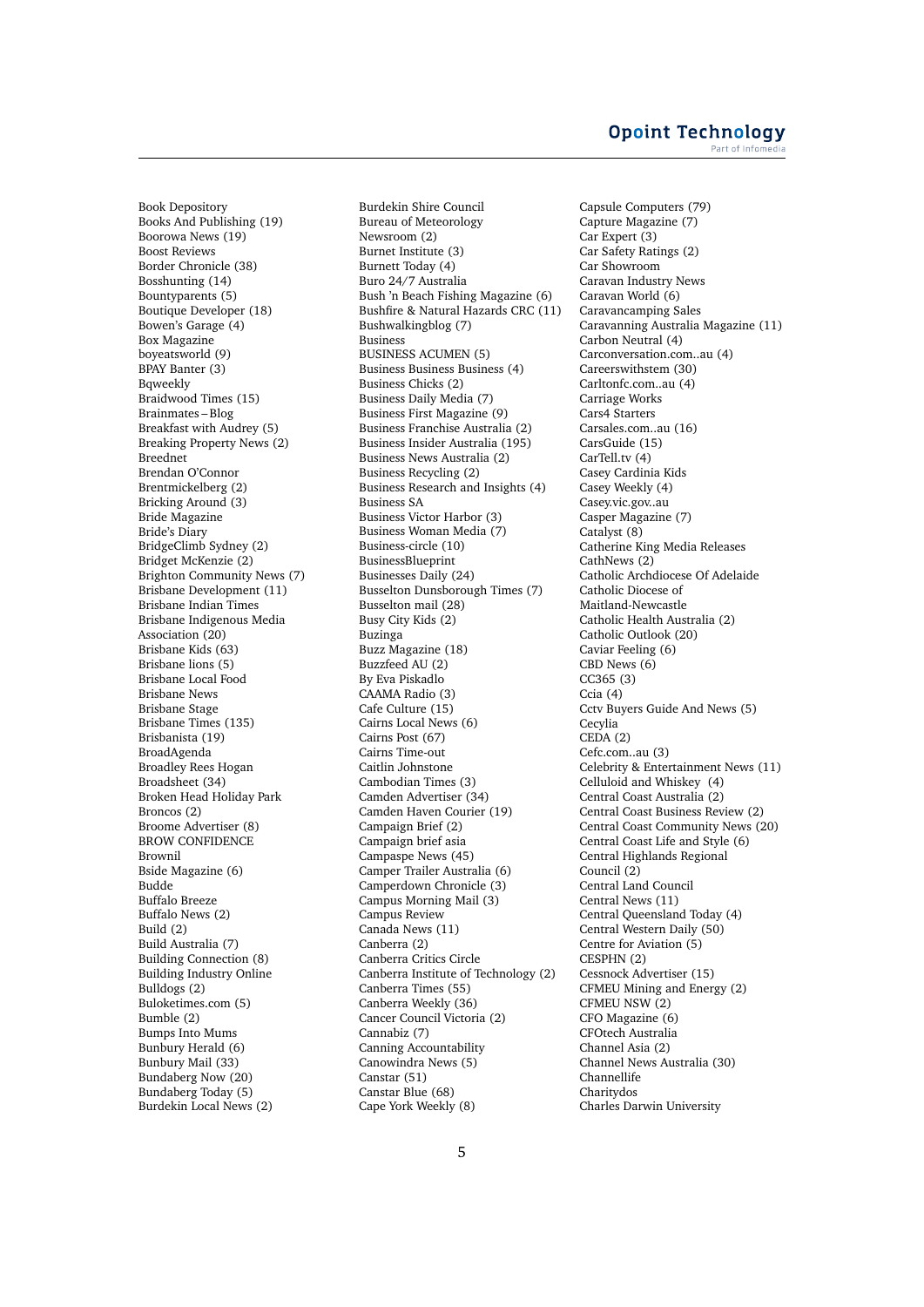Book Depository
Books And Publishing (19)
Boorowa News (19)
Boost Reviews
Border Chronicle (38)
Bosshunting (14)
Bountyparents (5)
Boutique Developer (18)
Bowen's Garage (4)
Box Magazine
boyeatsworld (9)
BPAY Banter (3)
Bqweekly
Braidwood Times (15)
Brainmates – Blog
Breakfast with Audrey (5)
Breaking Property News (2)
Breednet
Brendan O'Connor
Brentmickelberg (2)
Bricking Around (3)
Bride Magazine
Bride's Diary
BridgeClimb Sydney (2)
Bridget McKenzie (2)
Brighton Community News (7)
Brisbane Development (11)
Brisbane Indian Times
Brisbane Indigenous Media Association (20)
Brisbane Kids (63)
Brisbane lions (5)
Brisbane Local Food
Brisbane News
Brisbane Stage
Brisbane Times (135)
Brisbanista (19)
BroadAgenda
Broadley Rees Hogan
Broadsheet (34)
Broken Head Holiday Park
Broncos (2)
Broome Advertiser (8)
BROW CONFIDENCE
Brownil
Bside Magazine (6)
Budde
Buffalo Breeze
Buffalo News (2)
Build (2)
Build Australia (7)
Building Connection (8)
Building Industry Online
Bulldogs (2)
Buloketimes.com (5)
Bumble (2)
Bumps Into Mums
Bunbury Herald (6)
Bunbury Mail (33)
Bundaberg Now (20)
Bundaberg Today (5)
Burdekin Local News (2)
Burdekin Shire Council
Bureau of Meteorology
Newsroom (2)
Burnet Institute (3)
Burnett Today (4)
Buro 24/7 Australia
Bush 'n Beach Fishing Magazine (6)
Bushfire & Natural Hazards CRC (11)
Bushwalkingblog (7)
Business
BUSINESS ACUMEN (5)
Business Business Business (4)
Business Chicks (2)
Business Daily Media (7)
Business First Magazine (9)
Business Franchise Australia (2)
Business Insider Australia (195)
Business News Australia (2)
Business Recycling (2)
Business Research and Insights (4)
Business SA
Business Victor Harbor (3)
Business Woman Media (7)
Business-circle (10)
BusinessBlueprint
Businesses Daily (24)
Busselton Dunsborough Times (7)
Busselton mail (28)
Busy City Kids (2)
Buzinga
Buzz Magazine (18)
Buzzfeed AU (2)
By Eva Piskadlo
CAAMA Radio (3)
Cafe Culture (15)
Cairns Local News (6)
Cairns Post (67)
Cairns Time-out
Caitlin Johnstone
Cambodian Times (3)
Camden Advertiser (34)
Camden Haven Courier (19)
Campaign Brief (2)
Campaign brief asia
Campaspe News (45)
Camper Trailer Australia (6)
Camperdown Chronicle (3)
Campus Morning Mail (3)
Campus Review
Canada News (11)
Canberra (2)
Canberra Critics Circle
Canberra Institute of Technology (2)
Canberra Times (55)
Canberra Weekly (36)
Cancer Council Victoria (2)
Cannabiz (7)
Canning Accountability
Canowindra News (5)
Canstar (51)
Canstar Blue (68)
Cape York Weekly (8)
Capsule Computers (79)
Capture Magazine (7)
Car Expert (3)
Car Safety Ratings (2)
Car Showroom
Caravan Industry News
Caravan World (6)
Caravancamping Sales
Caravanning Australia Magazine (11)
Carbon Neutral (4)
Carconversation.com..au (4)
Careerswithstem (30)
Carltonfc.com..au (4)
Carriage Works
Cars4 Starters
Carsales.com..au (16)
CarsGuide (15)
CarTell.tv (4)
Casey Cardinia Kids
Casey Weekly (4)
Casey.vic.gov..au
Casper Magazine (7)
Catalyst (8)
Catherine King Media Releases
CathNews (2)
Catholic Archdiocese Of Adelaide
Catholic Diocese of Maitland-Newcastle
Catholic Health Australia (2)
Catholic Outlook (20)
Caviar Feeling (6)
CBD News (6)
CC365 (3)
Ccia (4)
Cctv Buyers Guide And News (5)
Cecylia
CEDA (2)
Cefc.com..au (3)
Celebrity & Entertainment News (11)
Celluloid and Whiskey (4)
Central Coast Australia (2)
Central Coast Business Review (2)
Central Coast Community News (20)
Central Coast Life and Style (6)
Central Highlands Regional Council (2)
Central Land Council
Central News (11)
Central Queensland Today (4)
Central Western Daily (50)
Centre for Aviation (5)
CESPHN (2)
Cessnock Advertiser (15)
CFMEU Mining and Energy (2)
CFMEU NSW (2)
CFO Magazine (6)
CFOtech Australia
Channel Asia (2)
Channel News Australia (30)
Channellife
Charitydos
Charles Darwin University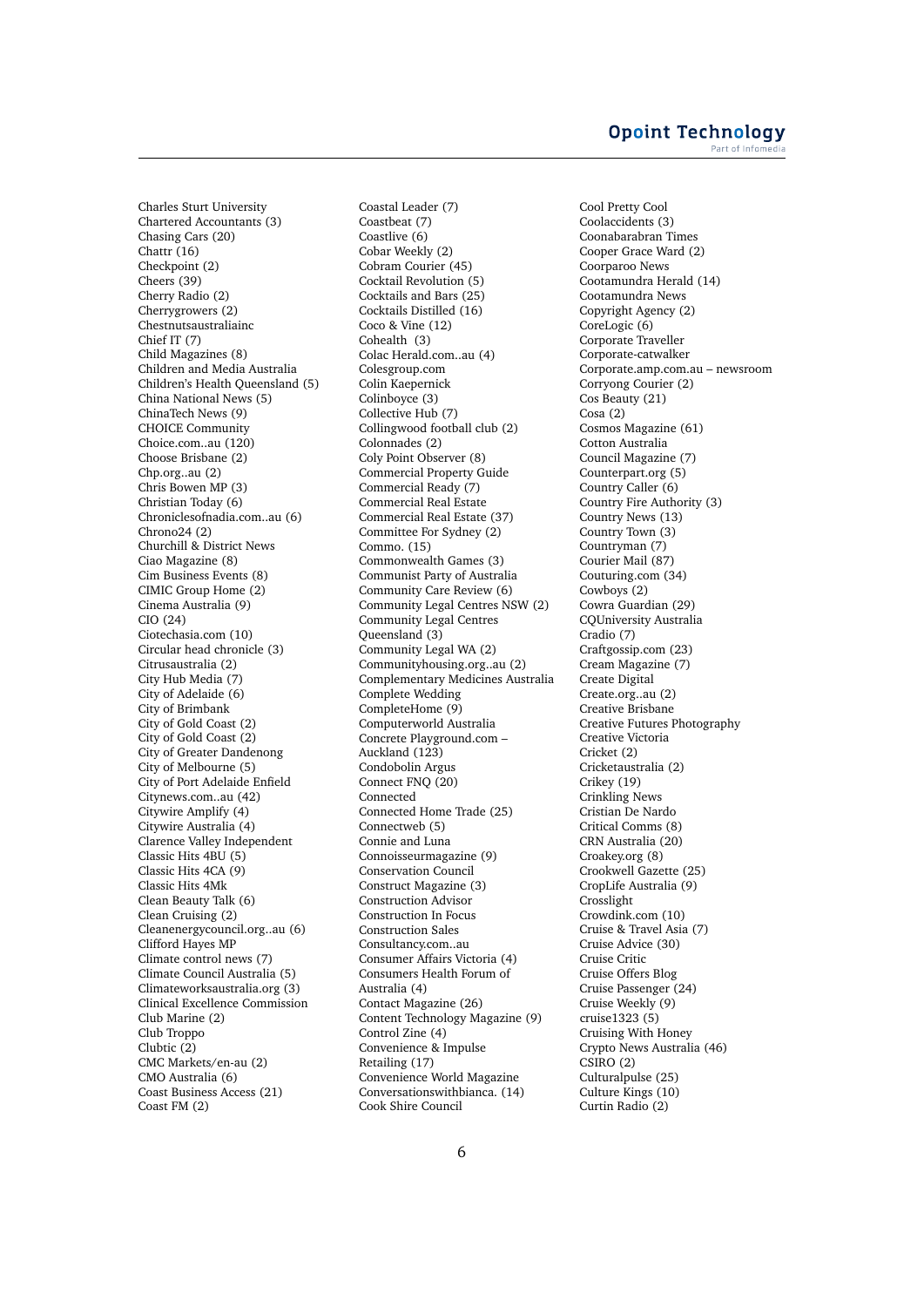Charles Sturt University
Chartered Accountants (3)
Chasing Cars (20)
Chattr (16)
Checkpoint (2)
Cheers (39)
Cherry Radio (2)
Cherrygrowers (2)
Chestnutsaustraliainc
Chief IT (7)
Child Magazines (8)
Children and Media Australia
Children's Health Queensland (5)
China National News (5)
ChinaTech News (9)
CHOICE Community
Choice.com..au (120)
Choose Brisbane (2)
Chp.org..au (2)
Chris Bowen MP (3)
Christian Today (6)
Chroniclesofnadia.com..au (6)
Chrono24 (2)
Churchill & District News
Ciao Magazine (8)
Cim Business Events (8)
CIMIC Group Home (2)
Cinema Australia (9)
CIO (24)
Ciotechasia.com (10)
Circular head chronicle (3)
Citrusaustralia (2)
City Hub Media (7)
City of Adelaide (6)
City of Brimbank
City of Gold Coast (2)
City of Gold Coast (2)
City of Greater Dandenong
City of Melbourne (5)
City of Port Adelaide Enfield
Citynews.com..au (42)
Citywire Amplify (4)
Citywire Australia (4)
Clarence Valley Independent
Classic Hits 4BU (5)
Classic Hits 4CA (9)
Classic Hits 4Mk
Clean Beauty Talk (6)
Clean Cruising (2)
Cleanenergycouncil.org..au (6)
Clifford Hayes MP
Climate control news (7)
Climate Council Australia (5)
Climateworksaustralia.org (3)
Clinical Excellence Commission
Club Marine (2)
Club Troppo
Clubtic (2)
CMC Markets/en-au (2)
CMO Australia (6)
Coast Business Access (21)
Coast FM (2)
Coastal Leader (7)
Coastbeat (7)
Coastlive (6)
Cobar Weekly (2)
Cobram Courier (45)
Cocktail Revolution (5)
Cocktails and Bars (25)
Cocktails Distilled (16)
Coco & Vine (12)
Cohealth (3)
Colac Herald.com..au (4)
Colesgroup.com
Colin Kaepernick
Colinboyce (3)
Collective Hub (7)
Collingwood football club (2)
Colonnades (2)
Coly Point Observer (8)
Commercial Property Guide
Commercial Ready (7)
Commercial Real Estate
Commercial Real Estate (37)
Committee For Sydney (2)
Commo. (15)
Commonwealth Games (3)
Communist Party of Australia
Community Care Review (6)
Community Legal Centres NSW (2)
Community Legal Centres Queensland (3)
Community Legal WA (2)
Communityhousing.org..au (2)
Complementary Medicines Australia
Complete Wedding
CompleteHome (9)
Computerworld Australia
Concrete Playground.com – Auckland (123)
Condobolin Argus
Connect FNQ (20)
Connected
Connected Home Trade (25)
Connectweb (5)
Connie and Luna
Connoisseurmagazine (9)
Conservation Council
Construct Magazine (3)
Construction Advisor
Construction In Focus
Construction Sales
Consultancy.com..au
Consumer Affairs Victoria (4)
Consumers Health Forum of Australia (4)
Contact Magazine (26)
Content Technology Magazine (9)
Control Zine (4)
Convenience & Impulse Retailing (17)
Convenience World Magazine
Conversationswithbianca. (14)
Cook Shire Council
Cool Pretty Cool
Coolaccidents (3)
Coonabarabran Times
Cooper Grace Ward (2)
Coorparoo News
Cootamundra Herald (14)
Cootamundra News
Copyright Agency (2)
CoreLogic (6)
Corporate Traveller
Corporate-catwalker
Corporate.amp.com.au – newsroom
Corryong Courier (2)
Cos Beauty (21)
Cosa (2)
Cosmos Magazine (61)
Cotton Australia
Council Magazine (7)
Counterpart.org (5)
Country Caller (6)
Country Fire Authority (3)
Country News (13)
Country Town (3)
Countryman (7)
Courier Mail (87)
Couturing.com (34)
Cowboys (2)
Cowra Guardian (29)
CQUniversity Australia
Cradio (7)
Craftgossip.com (23)
Cream Magazine (7)
Create Digital
Create.org..au (2)
Creative Brisbane
Creative Futures Photography
Creative Victoria
Cricket (2)
Cricketaustralia (2)
Crikey (19)
Crinkling News
Cristian De Nardo
Critical Comms (8)
CRN Australia (20)
Croakey.org (8)
Crookwell Gazette (25)
CropLife Australia (9)
Crosslight
Crowdink.com (10)
Cruise & Travel Asia (7)
Cruise Advice (30)
Cruise Critic
Cruise Offers Blog
Cruise Passenger (24)
Cruise Weekly (9)
cruise1323 (5)
Cruising With Honey
Crypto News Australia (46)
CSIRO (2)
Culturalpulse (25)
Culture Kings (10)
Curtin Radio (2)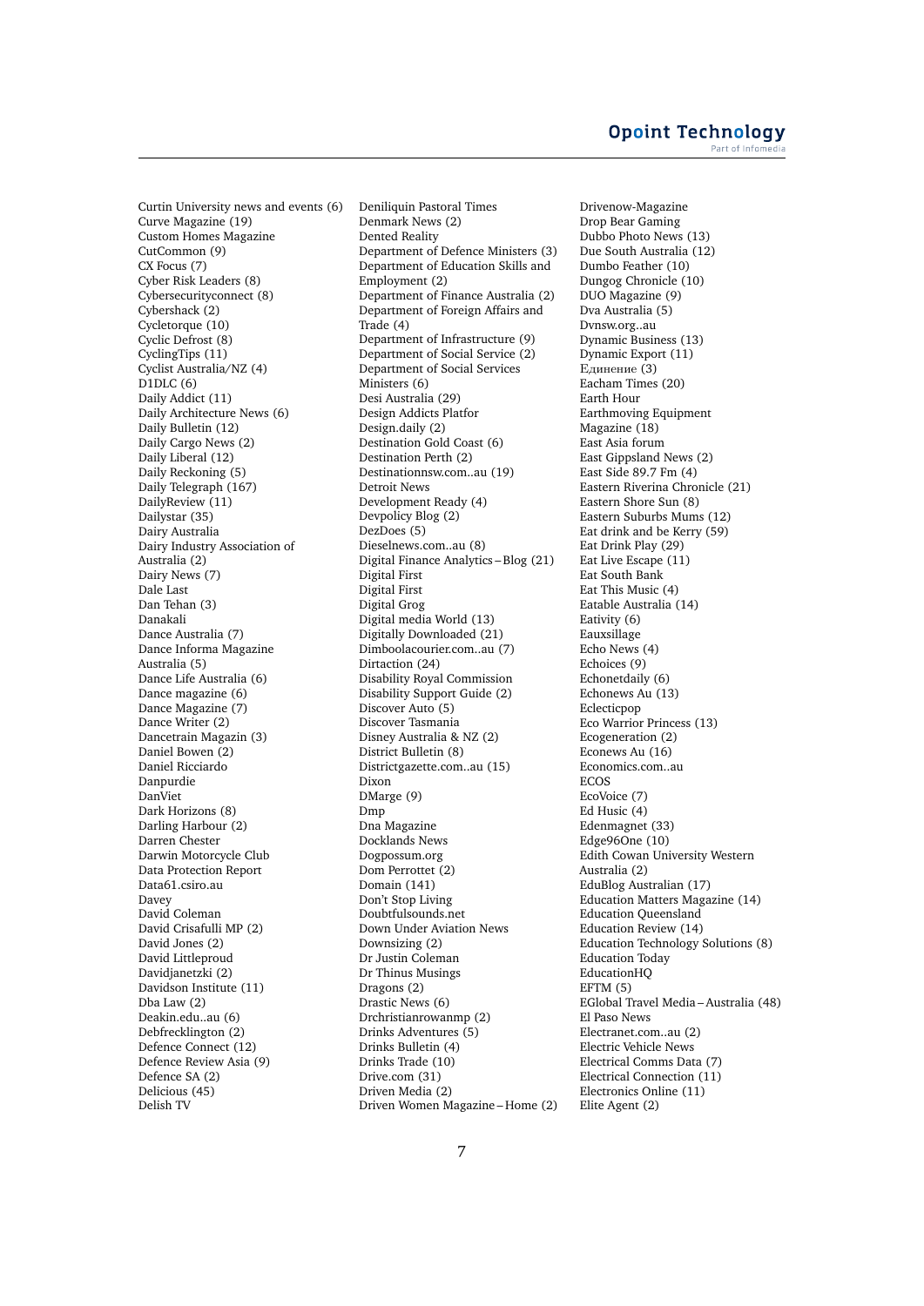Curtin University news and events (6)
Curve Magazine (19)
Custom Homes Magazine
CutCommon (9)
CX Focus (7)
Cyber Risk Leaders (8)
Cybersecurityconnect (8)
Cybershack (2)
Cycletorque (10)
Cyclic Defrost (8)
CyclingTips (11)
Cyclist Australia/NZ (4)
D1DLC (6)
Daily Addict (11)
Daily Architecture News (6)
Daily Bulletin (12)
Daily Cargo News (2)
Daily Liberal (12)
Daily Reckoning (5)
Daily Telegraph (167)
DailyReview (11)
Dailystar (35)
Dairy Australia
Dairy Industry Association of Australia (2)
Dairy News (7)
Dale Last
Dan Tehan (3)
Danakali
Dance Australia (7)
Dance Informa Magazine Australia (5)
Dance Life Australia (6)
Dance magazine (6)
Dance Magazine (7)
Dance Writer (2)
Dancetrain Magazin (3)
Daniel Bowen (2)
Daniel Ricciardo
Danpurdie
DanViet
Dark Horizons (8)
Darling Harbour (2)
Darren Chester
Darwin Motorcycle Club
Data Protection Report
Data61.csiro.au
Davey
David Coleman
David Crisafulli MP (2)
David Jones (2)
David Littleproud
Davidjanetzki (2)
Davidson Institute (11)
Dba Law (2)
Deakin.edu..au (6)
Debfrecklington (2)
Defence Connect (12)
Defence Review Asia (9)
Defence SA (2)
Delicious (45)
Delish TV
Deniliquin Pastoral Times
Denmark News (2)
Dented Reality
Department of Defence Ministers (3)
Department of Education Skills and Employment (2)
Department of Finance Australia (2)
Department of Foreign Affairs and Trade (4)
Department of Infrastructure (9)
Department of Social Service (2)
Department of Social Services Ministers (6)
Desi Australia (29)
Design Addicts Platfor
Design.daily (2)
Destination Gold Coast (6)
Destination Perth (2)
Destinationnsw.com..au (19)
Detroit News
Development Ready (4)
Devpolicy Blog (2)
DezDoes (5)
Dieselnews.com..au (8)
Digital Finance Analytics – Blog (21)
Digital First
Digital First
Digital Grog
Digital media World (13)
Digitally Downloaded (21)
Dimboolacourier.com..au (7)
Dirtaction (24)
Disability Royal Commission
Disability Support Guide (2)
Discover Auto (5)
Discover Tasmania
Disney Australia & NZ (2)
District Bulletin (8)
Districtgazette.com..au (15)
Dixon
DMarge (9)
Dmp
Dna Magazine
Docklands News
Dogpossum.org
Dom Perrottet (2)
Domain (141)
Don't Stop Living
Doubtfulsounds.net
Down Under Aviation News
Downsizing (2)
Dr Justin Coleman
Dr Thinus Musings
Dragons (2)
Drastic News (6)
Drchristianrowanmp (2)
Drinks Adventures (5)
Drinks Bulletin (4)
Drinks Trade (10)
Drive.com (31)
Driven Media (2)
Driven Women Magazine – Home (2)
Drivenow-Magazine
Drop Bear Gaming
Dubbo Photo News (13)
Due South Australia (12)
Dumbo Feather (10)
Dungog Chronicle (10)
DUO Magazine (9)
Dva Australia (5)
Dvnsw.org..au
Dynamic Business (13)
Dynamic Export (11)
Единение (3)
Eacham Times (20)
Earth Hour
Earthmoving Equipment Magazine (18)
East Asia forum
East Gippsland News (2)
East Side 89.7 Fm (4)
Eastern Riverina Chronicle (21)
Eastern Shore Sun (8)
Eastern Suburbs Mums (12)
Eat drink and be Kerry (59)
Eat Drink Play (29)
Eat Live Escape (11)
Eat South Bank
Eat This Music (4)
Eatable Australia (14)
Eativity (6)
Eauxsillage
Echo News (4)
Echoices (9)
Echonetdaily (6)
Echonews Au (13)
Eclecticpop
Eco Warrior Princess (13)
Ecogeneration (2)
Econews Au (16)
Economics.com..au
ECOS
EcoVoice (7)
Ed Husic (4)
Edenmagnet (33)
Edge96One (10)
Edith Cowan University Western Australia (2)
EduBlog Australian (17)
Education Matters Magazine (14)
Education Queensland
Education Review (14)
Education Technology Solutions (8)
Education Today
EducationHQ
EFTM (5)
EGlobal Travel Media – Australia (48)
El Paso News
Electranet.com..au (2)
Electric Vehicle News
Electrical Comms Data (7)
Electrical Connection (11)
Electronics Online (11)
Elite Agent (2)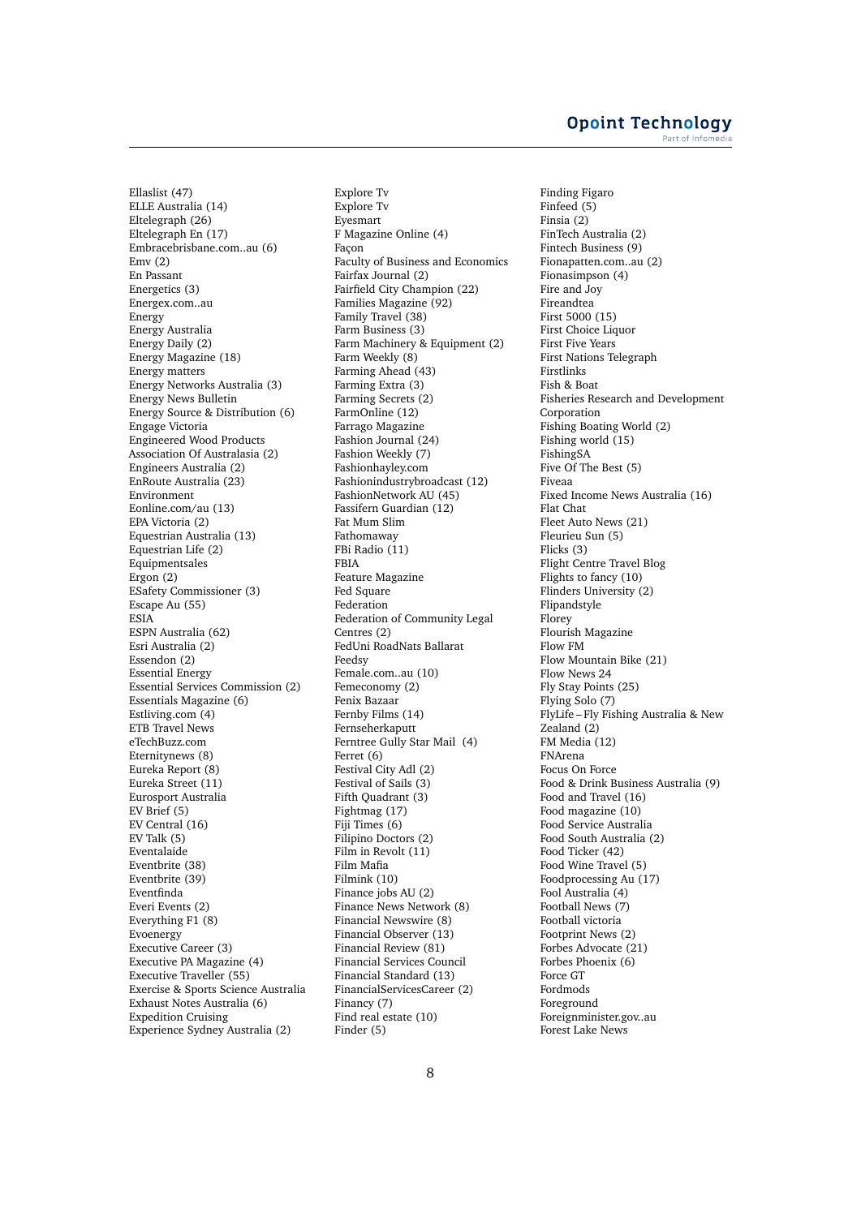Ellaslist (47)
ELLE Australia (14)
Eltelegraph (26)
Eltelegraph En (17)
Embracebrisbane.com..au (6)
Emv (2)
En Passant
Energetics (3)
Energex.com..au
Energy
Energy Australia
Energy Daily (2)
Energy Magazine (18)
Energy matters
Energy Networks Australia (3)
Energy News Bulletin
Energy Source & Distribution (6)
Engage Victoria
Engineered Wood Products Association Of Australasia (2)
Engineers Australia (2)
EnRoute Australia (23)
Environment
Eonline.com/au (13)
EPA Victoria (2)
Equestrian Australia (13)
Equestrian Life (2)
Equipmentsales
Ergon (2)
ESafety Commissioner (3)
Escape Au (55)
ESIA
ESPN Australia (62)
Esri Australia (2)
Essendon (2)
Essential Energy
Essential Services Commission (2)
Essentials Magazine (6)
Estliving.com (4)
ETB Travel News
eTechBuzz.com
Eternitynews (8)
Eureka Report (8)
Eureka Street (11)
Eurosport Australia
EV Brief (5)
EV Central (16)
EV Talk (5)
Eventalaide
Eventbrite (38)
Eventbrite (39)
Eventfinda
Everi Events (2)
Everything F1 (8)
Evoenergy
Executive Career (3)
Executive PA Magazine (4)
Executive Traveller (55)
Exercise & Sports Science Australia
Exhaust Notes Australia (6)
Expedition Cruising
Experience Sydney Australia (2)
Explore Tv
Explore Tv
Eyesmart
F Magazine Online (4)
Façon
Faculty of Business and Economics
Fairfax Journal (2)
Fairfield City Champion (22)
Families Magazine (92)
Family Travel (38)
Farm Business (3)
Farm Machinery & Equipment (2)
Farm Weekly (8)
Farming Ahead (43)
Farming Extra (3)
Farming Secrets (2)
FarmOnline (12)
Farrago Magazine
Fashion Journal (24)
Fashion Weekly (7)
Fashionhayley.com
Fashionindustrybroadcast (12)
FashionNetwork AU (45)
Fassifern Guardian (12)
Fat Mum Slim
Fathomaway
FBi Radio (11)
FBIA
Feature Magazine
Fed Square
Federation
Federation of Community Legal Centres (2)
FedUni RoadNats Ballarat
Feedsy
Female.com..au (10)
Femeconomy (2)
Fenix Bazaar
Fernby Films (14)
Fernseherkaputt
Ferntree Gully Star Mail (4)
Ferret (6)
Festival City Adl (2)
Festival of Sails (3)
Fifth Quadrant (3)
Fightmag (17)
Fiji Times (6)
Filipino Doctors (2)
Film in Revolt (11)
Film Mafia
Filmink (10)
Finance jobs AU (2)
Finance News Network (8)
Financial Newswire (8)
Financial Observer (13)
Financial Review (81)
Financial Services Council
Financial Standard (13)
FinancialServicesCareer (2)
Financy (7)
Find real estate (10)
Finder (5)
Finding Figaro
Finfeed (5)
Finsia (2)
FinTech Australia (2)
Fintech Business (9)
Fionapatten.com..au (2)
Fionasimpson (4)
Fire and Joy
Fireandtea
First 5000 (15)
First Choice Liquor
First Five Years
First Nations Telegraph
Firstlinks
Fish & Boat
Fisheries Research and Development Corporation
Fishing Boating World (2)
Fishing world (15)
FishingSA
Five Of The Best (5)
Fiveaa
Fixed Income News Australia (16)
Flat Chat
Fleet Auto News (21)
Fleurieu Sun (5)
Flicks (3)
Flight Centre Travel Blog
Flights to fancy (10)
Flinders University (2)
Flipandstyle
Florey
Flourish Magazine
Flow FM
Flow Mountain Bike (21)
Flow News 24
Fly Stay Points (25)
Flying Solo (7)
FlyLife – Fly Fishing Australia & New Zealand (2)
FM Media (12)
FNArena
Focus On Force
Food & Drink Business Australia (9)
Food and Travel (16)
Food magazine (10)
Food Service Australia
Food South Australia (2)
Food Ticker (42)
Food Wine Travel (5)
Foodprocessing Au (17)
Fool Australia (4)
Football News (7)
Football victoria
Footprint News (2)
Forbes Advocate (21)
Forbes Phoenix (6)
Force GT
Fordmods
Foreground
Foreignminister.gov..au
Forest Lake News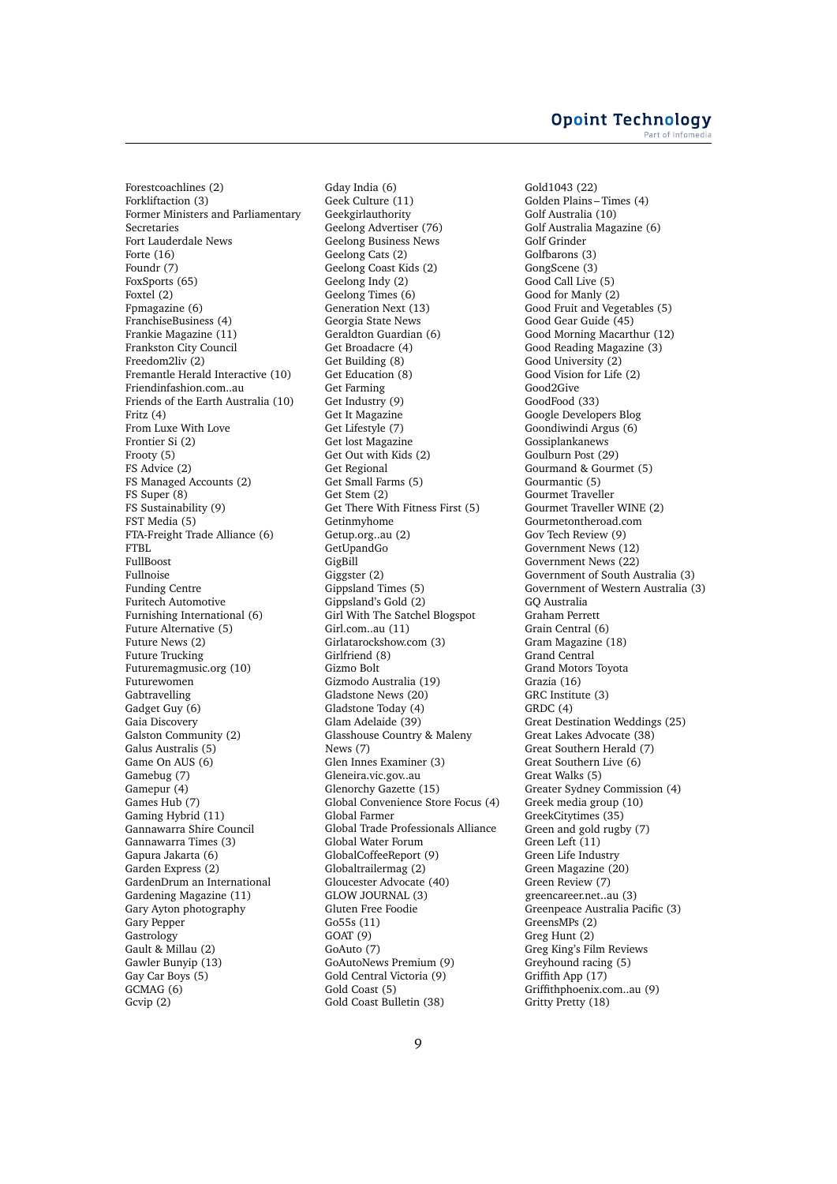Forestcoachlines (2)
Forkliftaction (3)
Former Ministers and Parliamentary Secretaries
Fort Lauderdale News
Forte (16)
Foundr (7)
FoxSports (65)
Foxtel (2)
Fpmagazine (6)
FranchiseBusiness (4)
Frankie Magazine (11)
Frankston City Council
Freedom2liv (2)
Fremantle Herald Interactive (10)
Friendinfashion.com..au
Friends of the Earth Australia (10)
Fritz (4)
From Luxe With Love
Frontier Si (2)
Frooty (5)
FS Advice (2)
FS Managed Accounts (2)
FS Super (8)
FS Sustainability (9)
FST Media (5)
FTA-Freight Trade Alliance (6)
FTBL
FullBoost
Fullnoise
Funding Centre
Furitech Automotive
Furnishing International (6)
Future Alternative (5)
Future News (2)
Future Trucking
Futuremagmusic.org (10)
Futurewomen
Gabtravelling
Gadget Guy (6)
Gaia Discovery
Galston Community (2)
Galus Australis (5)
Game On AUS (6)
Gamebug (7)
Gamepur (4)
Games Hub (7)
Gaming Hybrid (11)
Gannawarra Shire Council
Gannawarra Times (3)
Gapura Jakarta (6)
Garden Express (2)
GardenDrum an International
Gardening Magazine (11)
Gary Ayton photography
Gary Pepper
Gastrology
Gault & Millau (2)
Gawler Bunyip (13)
Gay Car Boys (5)
GCMAG (6)
Gcvip (2)
Gday India (6)
Geek Culture (11)
Geekgirlauthority
Geelong Advertiser (76)
Geelong Business News
Geelong Cats (2)
Geelong Coast Kids (2)
Geelong Indy (2)
Geelong Times (6)
Generation Next (13)
Georgia State News
Geraldton Guardian (6)
Get Broadacre (4)
Get Building (8)
Get Education (8)
Get Farming
Get Industry (9)
Get It Magazine
Get Lifestyle (7)
Get lost Magazine
Get Out with Kids (2)
Get Regional
Get Small Farms (5)
Get Stem (2)
Get There With Fitness First (5)
Getinmyhome
Getup.org..au (2)
GetUpandGo
GigBill
Giggster (2)
Gippsland Times (5)
Gippsland's Gold (2)
Girl With The Satchel Blogspot
Girl.com..au (11)
Girlatarockshow.com (3)
Girlfriend (8)
Gizmo Bolt
Gizmodo Australia (19)
Gladstone News (20)
Gladstone Today (4)
Glam Adelaide (39)
Glasshouse Country & Maleny News (7)
Glen Innes Examiner (3)
Gleneira.vic.gov..au
Glenorchy Gazette (15)
Global Convenience Store Focus (4)
Global Farmer
Global Trade Professionals Alliance
Global Water Forum
GlobalCoffeeReport (9)
Globaltrailermag (2)
Gloucester Advocate (40)
GLOW JOURNAL (3)
Gluten Free Foodie
Go55s (11)
GOAT (9)
GoAuto (7)
GoAutoNews Premium (9)
Gold Central Victoria (9)
Gold Coast (5)
Gold Coast Bulletin (38)
Gold1043 (22)
Golden Plains – Times (4)
Golf Australia (10)
Golf Australia Magazine (6)
Golf Grinder
Golfbarons (3)
GongScene (3)
Good Call Live (5)
Good for Manly (2)
Good Fruit and Vegetables (5)
Good Gear Guide (45)
Good Morning Macarthur (12)
Good Reading Magazine (3)
Good University (2)
Good Vision for Life (2)
Good2Give
GoodFood (33)
Google Developers Blog
Goondiwindi Argus (6)
Gossiplankanews
Goulburn Post (29)
Gourmand & Gourmet (5)
Gourmantic (5)
Gourmet Traveller
Gourmet Traveller WINE (2)
Gourmetontheroad.com
Gov Tech Review (9)
Government News (12)
Government News (22)
Government of South Australia (3)
Government of Western Australia (3)
GQ Australia
Graham Perrett
Grain Central (6)
Gram Magazine (18)
Grand Central
Grand Motors Toyota
Grazia (16)
GRC Institute (3)
GRDC (4)
Great Destination Weddings (25)
Great Lakes Advocate (38)
Great Southern Herald (7)
Great Southern Live (6)
Great Walks (5)
Greater Sydney Commission (4)
Greek media group (10)
GreekCitytimes (35)
Green and gold rugby (7)
Green Left (11)
Green Life Industry
Green Magazine (20)
Green Review (7)
greencareer.net..au (3)
Greenpeace Australia Pacific (3)
GreensMPs (2)
Greg Hunt (2)
Greg King's Film Reviews
Greyhound racing (5)
Griffith App (17)
Griffithphoenix.com..au (9)
Gritty Pretty (18)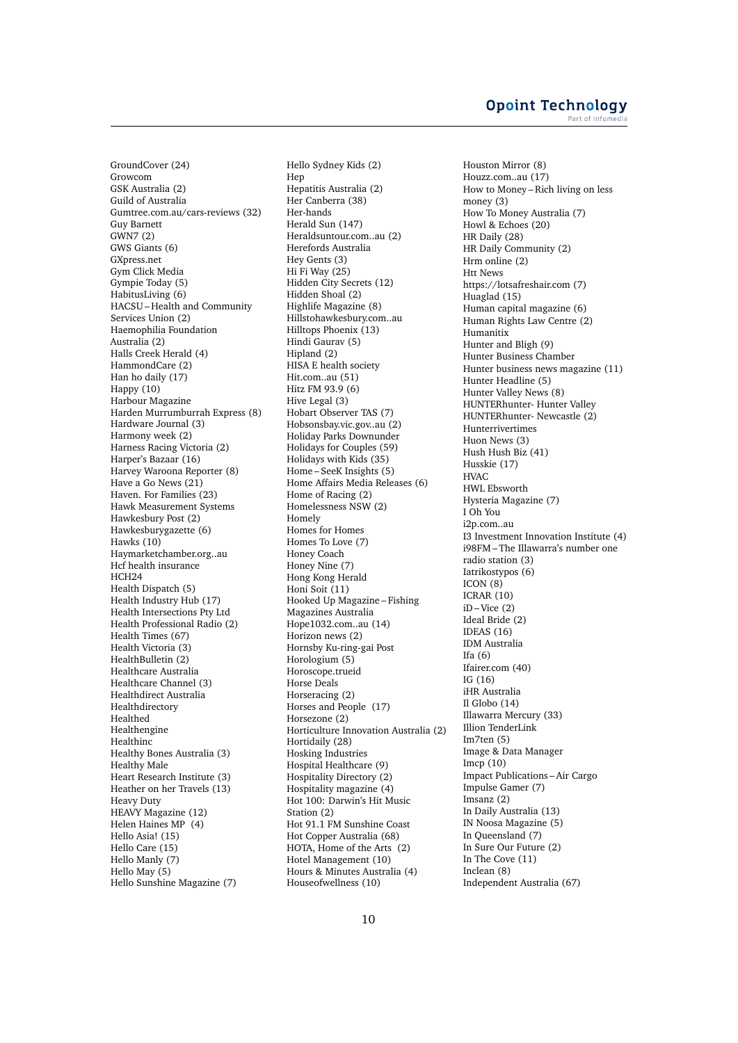GroundCover (24)
Growcom
GSK Australia (2)
Guild of Australia
Gumtree.com.au/cars-reviews (32)
Guy Barnett
GWN7 (2)
GWS Giants (6)
GXpress.net
Gym Click Media
Gympie Today (5)
HabitusLiving (6)
HACSU – Health and Community Services Union (2)
Haemophilia Foundation Australia (2)
Halls Creek Herald (4)
HammondCare (2)
Han ho daily (17)
Happy (10)
Harbour Magazine
Harden Murrumburrah Express (8)
Hardware Journal (3)
Harmony week (2)
Harness Racing Victoria (2)
Harper's Bazaar (16)
Harvey Waroona Reporter (8)
Have a Go News (21)
Haven. For Families (23)
Hawk Measurement Systems
Hawkesbury Post (2)
Hawkesburygazette (6)
Hawks (10)
Haymarketchamber.org..au
Hcf health insurance
HCH24
Health Dispatch (5)
Health Industry Hub (17)
Health Intersections Pty Ltd
Health Professional Radio (2)
Health Times (67)
Health Victoria (3)
HealthBulletin (2)
Healthcare Australia
Healthcare Channel (3)
Healthdirect Australia
Healthdirectory
Healthed
Healthengine
Healthinc
Healthy Bones Australia (3)
Healthy Male
Heart Research Institute (3)
Heather on her Travels (13)
Heavy Duty
HEAVY Magazine (12)
Helen Haines MP (4)
Hello Asia! (15)
Hello Care (15)
Hello Manly (7)
Hello May (5)
Hello Sunshine Magazine (7)
Hello Sydney Kids (2)
Hep
Hepatitis Australia (2)
Her Canberra (38)
Her-hands
Herald Sun (147)
Heraldsuntour.com..au (2)
Herefords Australia
Hey Gents (3)
Hi Fi Way (25)
Hidden City Secrets (12)
Hidden Shoal (2)
Highlife Magazine (8)
Hillstohawkesbury.com..au
Hilltops Phoenix (13)
Hindi Gaurav (5)
Hipland (2)
HISA E health society
Hit.com..au (51)
Hitz FM 93.9 (6)
Hive Legal (3)
Hobart Observer TAS (7)
Hobsonsbay.vic.gov..au (2)
Holiday Parks Downunder
Holidays for Couples (59)
Holidays with Kids (35)
Home – SeeK Insights (5)
Home Affairs Media Releases (6)
Home of Racing (2)
Homelessness NSW (2)
Homely
Homes for Homes
Homes To Love (7)
Honey Coach
Honey Nine (7)
Hong Kong Herald
Honi Soit (11)
Hooked Up Magazine – Fishing Magazines Australia
Hope1032.com..au (14)
Horizon news (2)
Hornsby Ku-ring-gai Post
Horologium (5)
Horoscope.trueid
Horse Deals
Horseracing (2)
Horses and People (17)
Horsezone (2)
Horticulture Innovation Australia (2)
Hortidaily (28)
Hosking Industries
Hospital Healthcare (9)
Hospitality Directory (2)
Hospitality magazine (4)
Hot 100: Darwin's Hit Music Station (2)
Hot 91.1 FM Sunshine Coast
Hot Copper Australia (68)
HOTA, Home of the Arts (2)
Hotel Management (10)
Hours & Minutes Australia (4)
Houseofwellness (10)
Houston Mirror (8)
Houzz.com..au (17)
How to Money – Rich living on less money (3)
How To Money Australia (7)
Howl & Echoes (20)
HR Daily (28)
HR Daily Community (2)
Hrm online (2)
Htt News
https://lotsafreshair.com (7)
Huaglad (15)
Human capital magazine (6)
Human Rights Law Centre (2)
Humanitix
Hunter and Bligh (9)
Hunter Business Chamber
Hunter business news magazine (11)
Hunter Headline (5)
Hunter Valley News (8)
HUNTERhunter- Hunter Valley
HUNTERhunter- Newcastle (2)
Hunterrivertimes
Huon News (3)
Hush Hush Biz (41)
Husskie (17)
HVAC
HWL Ebsworth
Hysteria Magazine (7)
I Oh You
i2p.com..au
I3 Investment Innovation Institute (4)
i98FM – The Illawarra's number one radio station (3)
Iatrikostypos (6)
ICON (8)
ICRAR (10)
iD – Vice (2)
Ideal Bride (2)
IDEAS (16)
IDM Australia
Ifa (6)
Ifairer.com (40)
IG (16)
iHR Australia
Il Globo (14)
Illawarra Mercury (33)
Illion TenderLink
Im7ten (5)
Image & Data Manager
Imcp (10)
Impact Publications – Air Cargo
Impulse Gamer (7)
Imsanz (2)
In Daily Australia (13)
IN Noosa Magazine (5)
In Queensland (7)
In Sure Our Future (2)
In The Cove (11)
Inclean (8)
Independent Australia (67)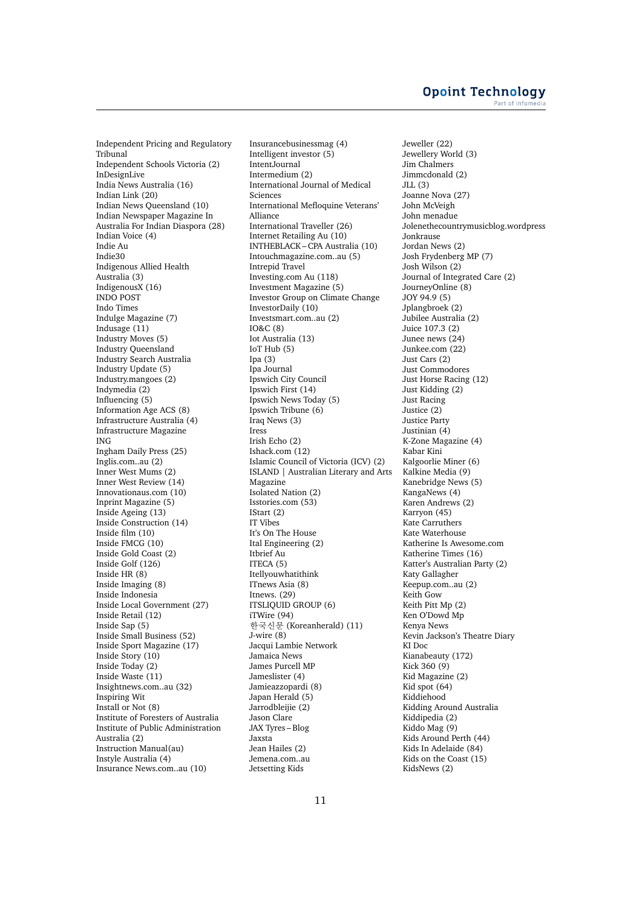Independent Pricing and Regulatory Tribunal
Independent Schools Victoria (2)
InDesignLive
India News Australia (16)
Indian Link (20)
Indian News Queensland (10)
Indian Newspaper Magazine In Australia For Indian Diaspora (28)
Indian Voice (4)
Indie Au
Indie30
Indigenous Allied Health Australia (3)
IndigenousX (16)
INDO POST
Indo Times
Indulge Magazine (7)
Indusage (11)
Industry Moves (5)
Industry Queensland
Industry Search Australia
Industry Update (5)
Industry.mangoes (2)
Indymedia (2)
Influencing (5)
Information Age ACS (8)
Infrastructure Australia (4)
Infrastructure Magazine
ING
Ingham Daily Press (25)
Inglis.com..au (2)
Inner West Mums (2)
Inner West Review (14)
Innovationaus.com (10)
Inprint Magazine (5)
Inside Ageing (13)
Inside Construction (14)
Inside film (10)
Inside FMCG (10)
Inside Gold Coast (2)
Inside Golf (126)
Inside HR (8)
Inside Imaging (8)
Inside Indonesia
Inside Local Government (27)
Inside Retail (12)
Inside Sap (5)
Inside Small Business (52)
Inside Sport Magazine (17)
Inside Story (10)
Inside Today (2)
Inside Waste (11)
Insightnews.com..au (32)
Inspiring Wit
Install or Not (8)
Institute of Foresters of Australia
Institute of Public Administration Australia (2)
Instruction Manual(au)
Instyle Australia (4)
Insurance News.com..au (10)
Insurancebusinessmag (4)
Intelligent investor (5)
IntentJournal
Intermedium (2)
International Journal of Medical Sciences
International Mefloquine Veterans' Alliance
International Traveller (26)
Internet Retailing Au (10)
INTHEBLACK – CPA Australia (10)
Intouchmagazine.com..au (5)
Intrepid Travel
Investing.com Au (118)
Investment Magazine (5)
Investor Group on Climate Change
InvestorDaily (10)
Investsmart.com..au (2)
IO&C (8)
Iot Australia (13)
IoT Hub (5)
Ipa (3)
Ipa Journal
Ipswich City Council
Ipswich First (14)
Ipswich News Today (5)
Ipswich Tribune (6)
Iraq News (3)
Iress
Irish Echo (2)
Ishack.com (12)
Islamic Council of Victoria (ICV) (2)
ISLAND | Australian Literary and Arts Magazine
Isolated Nation (2)
Isstories.com (53)
IStart (2)
IT Vibes
It's On The House
Ital Engineering (2)
Itbrief Au
ITECA (5)
Itellyouwhatithink
ITnews Asia (8)
Itnews. (29)
ITSLIQUID GROUP (6)
iTWire (94)
한국신문 (Koreanherald) (11)
J-wire (8)
Jacqui Lambie Network
Jamaica News
James Purcell MP
Jameslister (4)
Jamieazzopardi (8)
Japan Herald (5)
Jarrodbleijie (2)
Jason Clare
JAX Tyres – Blog
Jaxsta
Jean Hailes (2)
Jemena.com..au
Jetsetting Kids
Jeweller (22)
Jewellery World (3)
Jim Chalmers
Jimmcdonald (2)
JLL (3)
Joanne Nova (27)
John McVeigh
John menadue
Jolenethecountrymusicblog.wordpress
Jonkrause
Jordan News (2)
Josh Frydenberg MP (7)
Josh Wilson (2)
Journal of Integrated Care (2)
JourneyOnline (8)
JOY 94.9 (5)
Jplangbroek (2)
Jubilee Australia (2)
Juice 107.3 (2)
Junee news (24)
Junkee.com (22)
Just Cars (2)
Just Commodores
Just Horse Racing (12)
Just Kidding (2)
Just Racing
Justice (2)
Justice Party
Justinian (4)
K-Zone Magazine (4)
Kabar Kini
Kalgoorlie Miner (6)
Kalkine Media (9)
Kanebridge News (5)
KangaNews (4)
Karen Andrews (2)
Karryon (45)
Kate Carruthers
Kate Waterhouse
Katherine Is Awesome.com
Katherine Times (16)
Katter's Australian Party (2)
Katy Gallagher
Keepup.com..au (2)
Keith Gow
Keith Pitt Mp (2)
Ken O'Dowd Mp
Kenya News
Kevin Jackson's Theatre Diary
KI Doc
Kianabeauty (172)
Kick 360 (9)
Kid Magazine (2)
Kid spot (64)
Kiddiehood
Kidding Around Australia
Kiddipedia (2)
Kiddo Mag (9)
Kids Around Perth (44)
Kids In Adelaide (84)
Kids on the Coast (15)
KidsNews (2)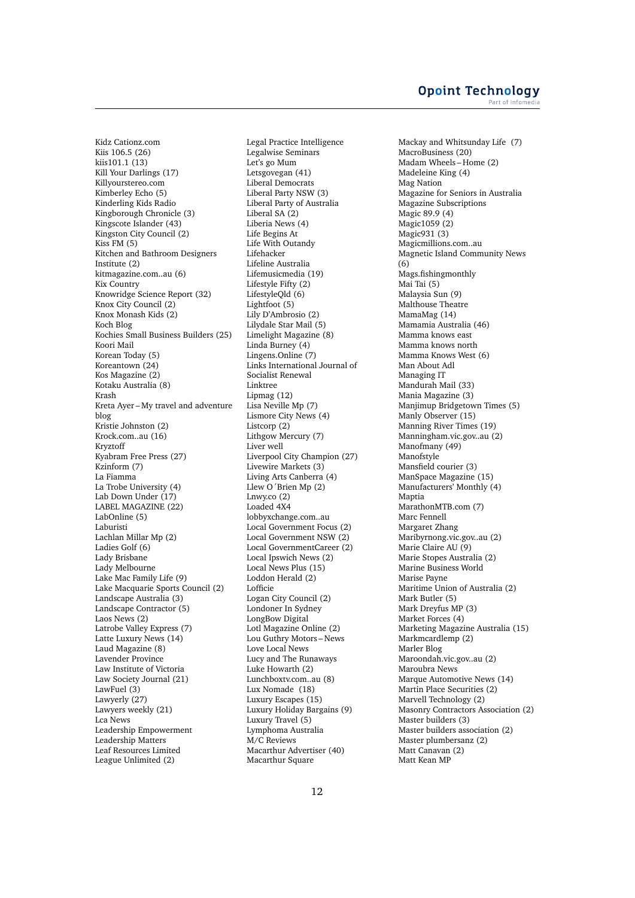Kidz Cationz.com
Kiis 106.5 (26)
kiis101.1 (13)
Kill Your Darlings (17)
Killyourstereo.com
Kimberley Echo (5)
Kinderling Kids Radio
Kingborough Chronicle (3)
Kingscote Islander (43)
Kingston City Council (2)
Kiss FM (5)
Kitchen and Bathroom Designers Institute (2)
kitmagazine.com..au (6)
Kix Country
Knowridge Science Report (32)
Knox City Council (2)
Knox Monash Kids (2)
Koch Blog
Kochies Small Business Builders (25)
Koori Mail
Korean Today (5)
Koreantown (24)
Kos Magazine (2)
Kotaku Australia (8)
Krash
Kreta Ayer – My travel and adventure blog
Kristie Johnston (2)
Krock.com..au (16)
Kryztoff
Kyabram Free Press (27)
Kzinform (7)
La Fiamma
La Trobe University (4)
Lab Down Under (17)
LABEL MAGAZINE (22)
LabOnline (5)
Laburisti
Lachlan Millar Mp (2)
Ladies Golf (6)
Lady Brisbane
Lady Melbourne
Lake Mac Family Life (9)
Lake Macquarie Sports Council (2)
Landscape Australia (3)
Landscape Contractor (5)
Laos News (2)
Latrobe Valley Express (7)
Latte Luxury News (14)
Laud Magazine (8)
Lavender Province
Law Institute of Victoria
Law Society Journal (21)
LawFuel (3)
Lawyerly (27)
Lawyers weekly (21)
Lca News
Leadership Empowerment
Leadership Matters
Leaf Resources Limited
League Unlimited (2)
Legal Practice Intelligence
Legalwise Seminars
Let's go Mum
Letsgovegan (41)
Liberal Democrats
Liberal Party NSW (3)
Liberal Party of Australia
Liberal SA (2)
Liberia News (4)
Life Begins At
Life With Outandy
Lifehacker
Lifeline Australia
Lifemusicmedia (19)
Lifestyle Fifty (2)
LifestyleQld (6)
Lightfoot (5)
Lily D'Ambrosio (2)
Lilydale Star Mail (5)
Limelight Magazine (8)
Linda Burney (4)
Lingens.Online (7)
Links International Journal of Socialist Renewal
Linktree
Lipmag (12)
Lisa Neville Mp (7)
Lismore City News (4)
Listcorp (2)
Lithgow Mercury (7)
Liver well
Liverpool City Champion (27)
Livewire Markets (3)
Living Arts Canberra (4)
Llew O´Brien Mp (2)
Lnwy.co (2)
Loaded 4X4
lobbyxchange.com..au
Local Government Focus (2)
Local Government NSW (2)
Local GovernmentCareer (2)
Local Ipswich News (2)
Local News Plus (15)
Loddon Herald (2)
Lofficie
Logan City Council (2)
Londoner In Sydney
LongBow Digital
Lotl Magazine Online (2)
Lou Guthry Motors – News
Love Local News
Lucy and The Runaways
Luke Howarth (2)
Lunchboxtv.com..au (8)
Lux Nomade (18)
Luxury Escapes (15)
Luxury Holiday Bargains (9)
Luxury Travel (5)
Lymphoma Australia
M/C Reviews
Macarthur Advertiser (40)
Macarthur Square
Mackay and Whitsunday Life (7)
MacroBusiness (20)
Madam Wheels – Home (2)
Madeleine King (4)
Mag Nation
Magazine for Seniors in Australia
Magazine Subscriptions
Magic 89.9 (4)
Magic1059 (2)
Magic931 (3)
Magicmillions.com..au
Magnetic Island Community News (6)
Mags.fishingmonthly
Mai Tai (5)
Malaysia Sun (9)
Malthouse Theatre
MamaMag (14)
Mamamia Australia (46)
Mamma knows east
Mamma knows north
Mamma Knows West (6)
Man About Adl
Managing IT
Mandurah Mail (33)
Mania Magazine (3)
Manjimup Bridgetown Times (5)
Manly Observer (15)
Manning River Times (19)
Manningham.vic.gov..au (2)
Manofmany (49)
Manofstyle
Mansfield courier (3)
ManSpace Magazine (15)
Manufacturers' Monthly (4)
Maptia
MarathonMTB.com (7)
Marc Fennell
Margaret Zhang
Maribyrnong.vic.gov..au (2)
Marie Claire AU (9)
Marie Stopes Australia (2)
Marine Business World
Marise Payne
Maritime Union of Australia (2)
Mark Butler (5)
Mark Dreyfus MP (3)
Market Forces (4)
Marketing Magazine Australia (15)
Markmcardlemp (2)
Marler Blog
Maroondah.vic.gov..au (2)
Maroubra News
Marque Automotive News (14)
Martin Place Securities (2)
Marvell Technology (2)
Masonry Contractors Association (2)
Master builders (3)
Master builders association (2)
Master plumbersanz (2)
Matt Canavan (2)
Matt Kean MP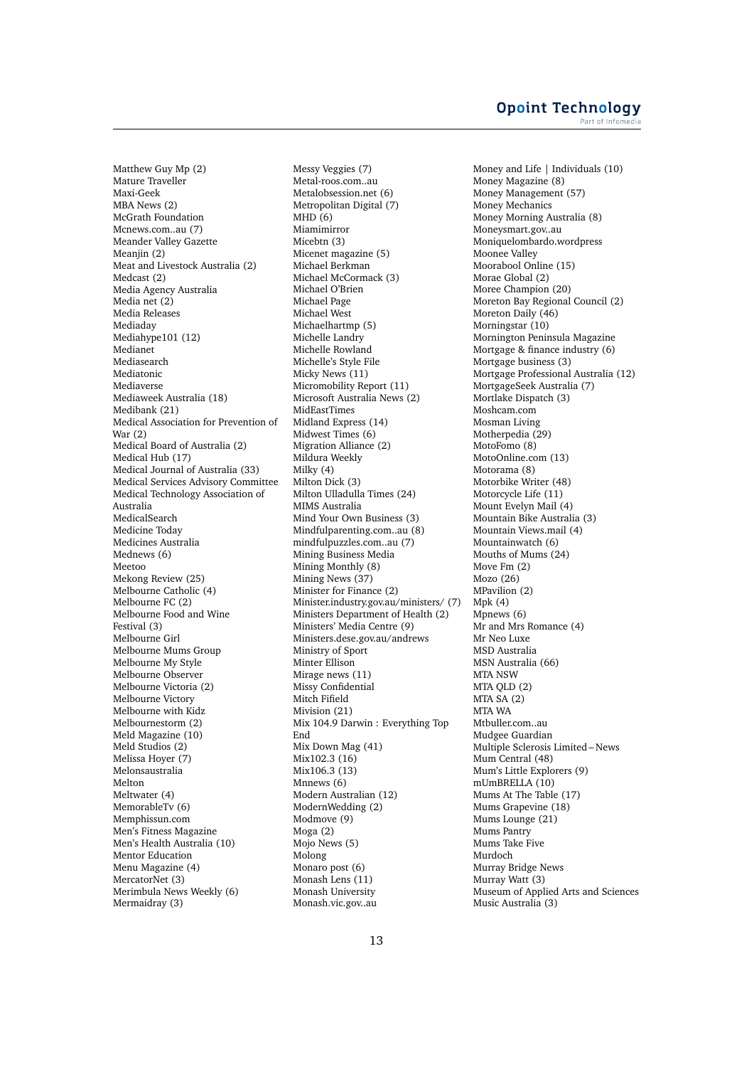Matthew Guy Mp (2)
Mature Traveller
Maxi-Geek
MBA News (2)
McGrath Foundation
Mcnews.com..au (7)
Meander Valley Gazette
Meanjin (2)
Meat and Livestock Australia (2)
Medcast (2)
Media Agency Australia
Media net (2)
Media Releases
Mediaday
Mediahype101 (12)
Medianet
Mediasearch
Mediatonic
Mediaverse
Mediaweek Australia (18)
Medibank (21)
Medical Association for Prevention of War (2)
Medical Board of Australia (2)
Medical Hub (17)
Medical Journal of Australia (33)
Medical Services Advisory Committee
Medical Technology Association of Australia
MedicalSearch
Medicine Today
Medicines Australia
Mednews (6)
Meetoo
Mekong Review (25)
Melbourne Catholic (4)
Melbourne FC (2)
Melbourne Food and Wine Festival (3)
Melbourne Girl
Melbourne Mums Group
Melbourne My Style
Melbourne Observer
Melbourne Victoria (2)
Melbourne Victory
Melbourne with Kidz
Melbournestorm (2)
Meld Magazine (10)
Meld Studios (2)
Melissa Hoyer (7)
Melonsaustralia
Melton
Meltwater (4)
MemorableTv (6)
Memphissun.com
Men's Fitness Magazine
Men's Health Australia (10)
Mentor Education
Menu Magazine (4)
MercatorNet (3)
Merimbula News Weekly (6)
Mermaidray (3)
Messy Veggies (7)
Metal-roos.com..au
Metalobsession.net (6)
Metropolitan Digital (7)
MHD (6)
Miamimirror
Micebtn (3)
Micenet magazine (5)
Michael Berkman
Michael McCormack (3)
Michael O'Brien
Michael Page
Michael West
Michaelhartmp (5)
Michelle Landry
Michelle Rowland
Michelle's Style File
Micky News (11)
Micromobility Report (11)
Microsoft Australia News (2)
MidEastTimes
Midland Express (14)
Midwest Times (6)
Migration Alliance (2)
Mildura Weekly
Milky (4)
Milton Dick (3)
Milton Ulladulla Times (24)
MIMS Australia
Mind Your Own Business (3)
Mindfulparenting.com..au (8)
mindfulpuzzles.com..au (7)
Mining Business Media
Mining Monthly (8)
Mining News (37)
Minister for Finance (2)
Minister.industry.gov.au/ministers/ (7)
Ministers Department of Health (2)
Ministers' Media Centre (9)
Ministers.dese.gov.au/andrews
Ministry of Sport
Minter Ellison
Mirage news (11)
Missy Confidential
Mitch Fifield
Mivision (21)
Mix 104.9 Darwin : Everything Top End
Mix Down Mag (41)
Mix102.3 (16)
Mix106.3 (13)
Mnnews (6)
Modern Australian (12)
ModernWedding (2)
Modmove (9)
Moga (2)
Mojo News (5)
Molong
Monaro post (6)
Monash Lens (11)
Monash University
Monash.vic.gov..au
Money and Life | Individuals (10)
Money Magazine (8)
Money Management (57)
Money Mechanics
Money Morning Australia (8)
Moneysmart.gov..au
Moniquelombardo.wordpress
Moonee Valley
Moorabool Online (15)
Morae Global (2)
Moree Champion (20)
Moreton Bay Regional Council (2)
Moreton Daily (46)
Morningstar (10)
Mornington Peninsula Magazine
Mortgage & finance industry (6)
Mortgage business (3)
Mortgage Professional Australia (12)
MortgageSeek Australia (7)
Mortlake Dispatch (3)
Moshcam.com
Mosman Living
Motherpedia (29)
MotoFomo (8)
MotoOnline.com (13)
Motorama (8)
Motorbike Writer (48)
Motorcycle Life (11)
Mount Evelyn Mail (4)
Mountain Bike Australia (3)
Mountain Views.mail (4)
Mountainwatch (6)
Mouths of Mums (24)
Move Fm (2)
Mozo (26)
MPavilion (2)
Mpk (4)
Mpnews (6)
Mr and Mrs Romance (4)
Mr Neo Luxe
MSD Australia
MSN Australia (66)
MTA NSW
MTA QLD (2)
MTA SA (2)
MTA WA
Mtbuller.com..au
Mudgee Guardian
Multiple Sclerosis Limited – News
Mum Central (48)
Mum's Little Explorers (9)
mUmBRELLA (10)
Mums At The Table (17)
Mums Grapevine (18)
Mums Lounge (21)
Mums Pantry
Mums Take Five
Murdoch
Murray Bridge News
Murray Watt (3)
Museum of Applied Arts and Sciences
Music Australia (3)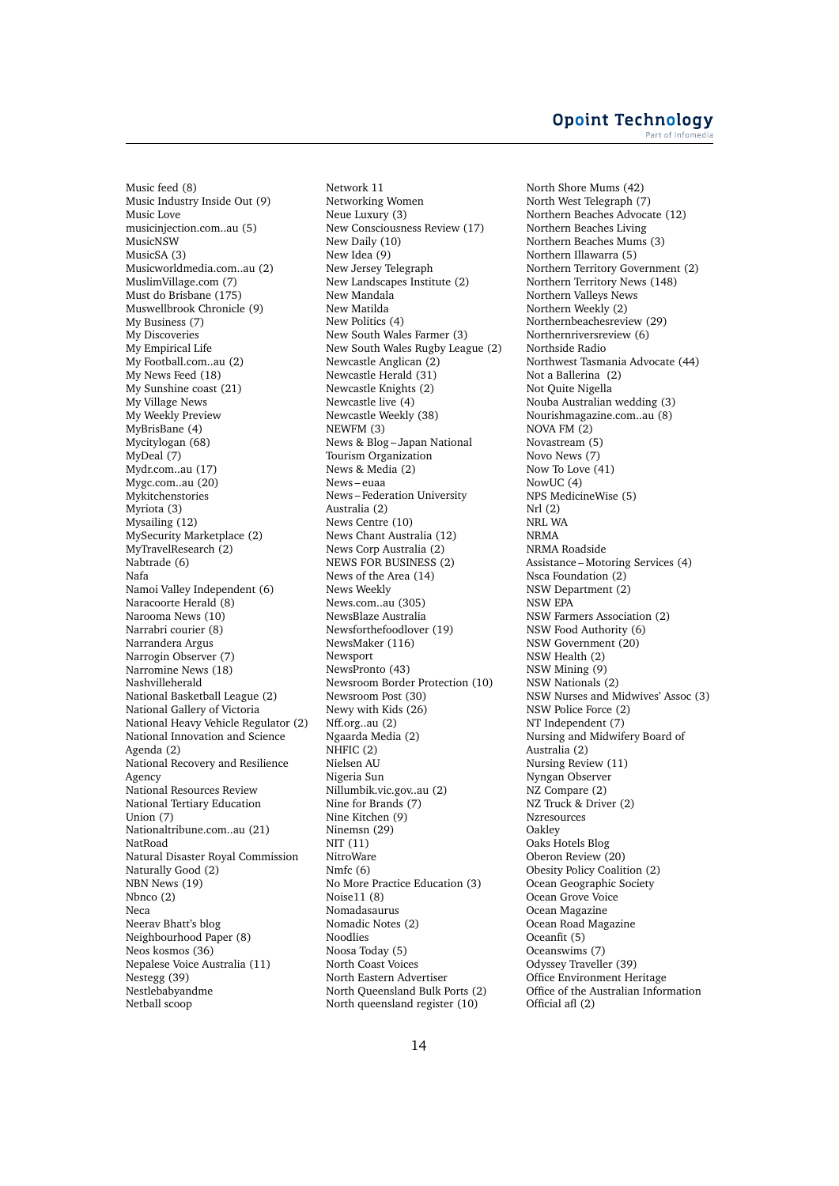Music feed (8)
Music Industry Inside Out (9)
Music Love
musicinjection.com..au (5)
MusicNSW
MusicSA (3)
Musicworldmedia.com..au (2)
MuslimVillage.com (7)
Must do Brisbane (175)
Muswellbrook Chronicle (9)
My Business (7)
My Discoveries
My Empirical Life
My Football.com..au (2)
My News Feed (18)
My Sunshine coast (21)
My Village News
My Weekly Preview
MyBrisBane (4)
Mycitylogan (68)
MyDeal (7)
Mydr.com..au (17)
Mygc.com..au (20)
Mykitchenstories
Myriota (3)
Mysailing (12)
MySecurity Marketplace (2)
MyTravelResearch (2)
Nabtrade (6)
Nafa
Namoi Valley Independent (6)
Naracoorte Herald (8)
Narooma News (10)
Narrabri courier (8)
Narrandera Argus
Narrogin Observer (7)
Narromine News (18)
Nashvilleherald
National Basketball League (2)
National Gallery of Victoria
National Heavy Vehicle Regulator (2)
National Innovation and Science Agenda (2)
National Recovery and Resilience Agency
National Resources Review
National Tertiary Education Union (7)
Nationaltribune.com..au (21)
NatRoad
Natural Disaster Royal Commission
Naturally Good (2)
NBN News (19)
Nbnco (2)
Neca
Neerav Bhatt's blog
Neighbourhood Paper (8)
Neos kosmos (36)
Nepalese Voice Australia (11)
Nestegg (39)
Nestlebabyandme
Netball scoop
Network 11
Networking Women
Neue Luxury (3)
New Consciousness Review (17)
New Daily (10)
New Idea (9)
New Jersey Telegraph
New Landscapes Institute (2)
New Mandala
New Matilda
New Politics (4)
New South Wales Farmer (3)
New South Wales Rugby League (2)
Newcastle Anglican (2)
Newcastle Herald (31)
Newcastle Knights (2)
Newcastle live (4)
Newcastle Weekly (38)
NEWFM (3)
News & Blog – Japan National Tourism Organization
News & Media (2)
News – euaa
News – Federation University Australia (2)
News Centre (10)
News Chant Australia (12)
News Corp Australia (2)
NEWS FOR BUSINESS (2)
News of the Area (14)
News Weekly
News.com..au (305)
NewsBlaze Australia
Newsforthefoodlover (19)
NewsMaker (116)
Newsport
NewsPronto (43)
Newsroom Border Protection (10)
Newsroom Post (30)
Newy with Kids (26)
Nff.org..au (2)
Ngaarda Media (2)
NHFIC (2)
Nielsen AU
Nigeria Sun
Nillumbik.vic.gov..au (2)
Nine for Brands (7)
Nine Kitchen (9)
Ninemsn (29)
NIT (11)
NitroWare
Nmfc (6)
No More Practice Education (3)
Noise11 (8)
Nomadasaurus
Nomadic Notes (2)
Noodlies
Noosa Today (5)
North Coast Voices
North Eastern Advertiser
North Queensland Bulk Ports (2)
North queensland register (10)
North Shore Mums (42)
North West Telegraph (7)
Northern Beaches Advocate (12)
Northern Beaches Living
Northern Beaches Mums (3)
Northern Illawarra (5)
Northern Territory Government (2)
Northern Territory News (148)
Northern Valleys News
Northern Weekly (2)
Northernbeachesreview (29)
Northernriversreview (6)
Northside Radio
Northwest Tasmania Advocate (44)
Not a Ballerina (2)
Not Quite Nigella
Nouba Australian wedding (3)
Nourishmagazine.com..au (8)
NOVA FM (2)
Novastream (5)
Novo News (7)
Now To Love (41)
NowUC (4)
NPS MedicineWise (5)
Nrl (2)
NRL WA
NRMA
NRMA Roadside Assistance – Motoring Services (4)
Nsca Foundation (2)
NSW Department (2)
NSW EPA
NSW Farmers Association (2)
NSW Food Authority (6)
NSW Government (20)
NSW Health (2)
NSW Mining (9)
NSW Nationals (2)
NSW Nurses and Midwives' Assoc (3)
NSW Police Force (2)
NT Independent (7)
Nursing and Midwifery Board of Australia (2)
Nursing Review (11)
Nyngan Observer
NZ Compare (2)
NZ Truck & Driver (2)
Nzresources
Oakley
Oaks Hotels Blog
Oberon Review (20)
Obesity Policy Coalition (2)
Ocean Geographic Society
Ocean Grove Voice
Ocean Magazine
Ocean Road Magazine
Oceanfit (5)
Oceanswims (7)
Odyssey Traveller (39)
Office Environment Heritage
Office of the Australian Information
Official afl (2)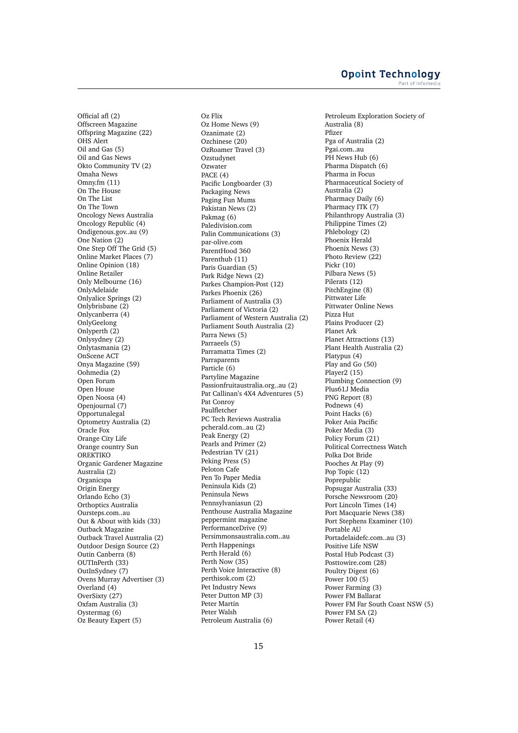Official afl (2)
Offscreen Magazine
Offspring Magazine (22)
OHS Alert
Oil and Gas (5)
Oil and Gas News
Okto Community TV (2)
Omaha News
Omny.fm (11)
On The House
On The List
On The Town
Oncology News Australia
Oncology Republic (4)
Ondigenous.gov..au (9)
One Nation (2)
One Step Off The Grid (5)
Online Market Places (7)
Online Opinion (18)
Online Retailer
Only Melbourne (16)
OnlyAdelaide
Onlyalice Springs (2)
Onlybrisbane (2)
Onlycanberra (4)
OnlyGeelong
Onlyperth (2)
Onlysydney (2)
Onlytasmania (2)
OnScene ACT
Onya Magazine (59)
Oohmedia (2)
Open Forum
Open House
Open Noosa (4)
Openjournal (7)
Opportunalegal
Optometry Australia (2)
Oracle Fox
Orange City Life
Orange country Sun
OREKTIKO
Organic Gardener Magazine Australia (2)
Organicspa
Origin Energy
Orlando Echo (3)
Orthoptics Australia
Oursteps.com..au
Out & About with kids (33)
Outback Magazine
Outback Travel Australia (2)
Outdoor Design Source (2)
Outin Canberra (8)
OUTInPerth (33)
OutInSydney (7)
Ovens Murray Advertiser (3)
Overland (4)
OverSixty (27)
Oxfam Australia (3)
Oystermag (6)
Oz Beauty Expert (5)
Oz Flix
Oz Home News (9)
Ozanimate (2)
Ozchinese (20)
OzRoamer Travel (3)
Ozstudynet
Ozwater
PACE (4)
Pacific Longboarder (3)
Packaging News
Paging Fun Mums
Pakistan News (2)
Pakmag (6)
Paledivision.com
Palin Communications (3)
par-olive.com
ParentHood 360
Parenthub (11)
Paris Guardian (5)
Park Ridge News (2)
Parkes Champion-Post (12)
Parkes Phoenix (26)
Parliament of Australia (3)
Parliament of Victoria (2)
Parliament of Western Australia (2)
Parliament South Australia (2)
Parra News (5)
Parraeels (5)
Parramatta Times (2)
Parraparents
Particle (6)
Partyline Magazine
Passionfruitaustralia.org..au (2)
Pat Callinan's 4X4 Adventures (5)
Pat Conroy
Paulfletcher
PC Tech Reviews Australia
pcherald.com..au (2)
Peak Energy (2)
Pearls and Primer (2)
Pedestrian TV (21)
Peking Press (5)
Peloton Cafe
Pen To Paper Media
Peninsula Kids (2)
Peninsula News
Pennsylvaniasun (2)
Penthouse Australia Magazine
peppermint magazine
PerformanceDrive (9)
Persimmonsaustralia.com..au
Perth Happenings
Perth Herald (6)
Perth Now (35)
Perth Voice Interactive (8)
perthisok.com (2)
Pet Industry News
Peter Dutton MP (3)
Peter Martin
Peter Walsh
Petroleum Australia (6)
Petroleum Exploration Society of Australia (8)
Pfizer
Pga of Australia (2)
Pgai.com..au
PH News Hub (6)
Pharma Dispatch (6)
Pharma in Focus
Pharmaceutical Society of Australia (2)
Pharmacy Daily (6)
Pharmacy ITK (7)
Philanthropy Australia (3)
Philippine Times (2)
Phlebology (2)
Phoenix Herald
Phoenix News (3)
Photo Review (22)
Pickr (10)
Pilbara News (5)
Pilerats (12)
PitchEngine (8)
Pittwater Life
Pittwater Online News
Pizza Hut
Plains Producer (2)
Planet Ark
Planet Attractions (13)
Plant Health Australia (2)
Platypus (4)
Play and Go (50)
Player2 (15)
Plumbing Connection (9)
Plus61J Media
PNG Report (8)
Podnews (4)
Point Hacks (6)
Poker Asia Pacific
Poker Media (3)
Policy Forum (21)
Political Correctness Watch
Polka Dot Bride
Pooches At Play (9)
Pop Topic (12)
Poprepublic
Popsugar Australia (33)
Porsche Newsroom (20)
Port Lincoln Times (14)
Port Macquarie News (38)
Port Stephens Examiner (10)
Portable AU
Portadelaidefc.com..au (3)
Positive Life NSW
Postal Hub Podcast (3)
Posttowire.com (28)
Poultry Digest (6)
Power 100 (5)
Power Farming (3)
Power FM Ballarat
Power FM Far South Coast NSW (5)
Power FM SA (2)
Power Retail (4)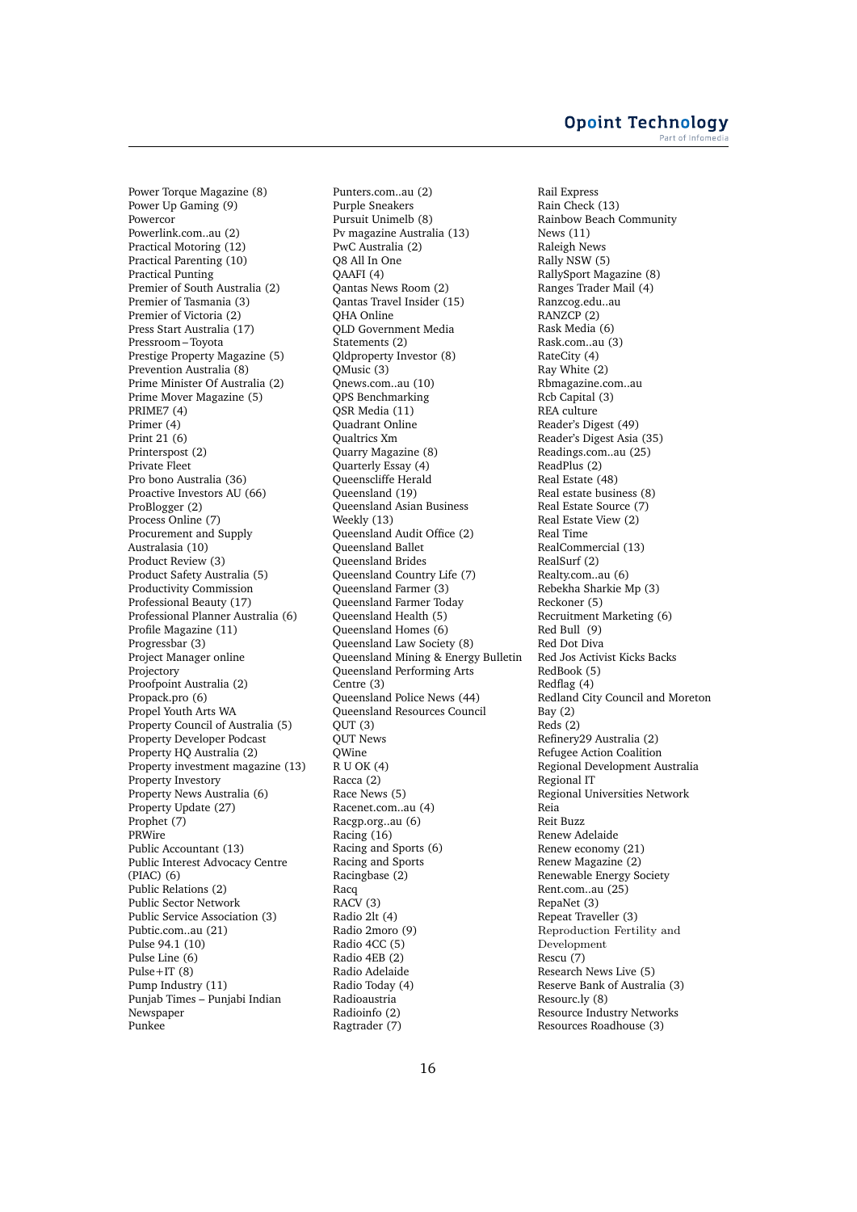Power Torque Magazine (8)
Power Up Gaming (9)
Powercor
Powerlink.com..au (2)
Practical Motoring (12)
Practical Parenting (10)
Practical Punting
Premier of South Australia (2)
Premier of Tasmania (3)
Premier of Victoria (2)
Press Start Australia (17)
Pressroom – Toyota
Prestige Property Magazine (5)
Prevention Australia (8)
Prime Minister Of Australia (2)
Prime Mover Magazine (5)
PRIME7 (4)
Primer (4)
Print 21 (6)
Printerspost (2)
Private Fleet
Pro bono Australia (36)
Proactive Investors AU (66)
ProBlogger (2)
Process Online (7)
Procurement and Supply Australasia (10)
Product Review (3)
Product Safety Australia (5)
Productivity Commission
Professional Beauty (17)
Professional Planner Australia (6)
Profile Magazine (11)
Progressbar (3)
Project Manager online
Projectory
Proofpoint Australia (2)
Propack.pro (6)
Propel Youth Arts WA
Property Council of Australia (5)
Property Developer Podcast
Property HQ Australia (2)
Property investment magazine (13)
Property Investory
Property News Australia (6)
Property Update (27)
Prophet (7)
PRWire
Public Accountant (13)
Public Interest Advocacy Centre (PIAC) (6)
Public Relations (2)
Public Sector Network
Public Service Association (3)
Pubtic.com..au (21)
Pulse 94.1 (10)
Pulse Line (6)
Pulse+IT (8)
Pump Industry (11)
Punjab Times – Punjabi Indian Newspaper
Punkee
Punters.com..au (2)
Purple Sneakers
Pursuit Unimelb (8)
Pv magazine Australia (13)
PwC Australia (2)
Q8 All In One
QAAFI (4)
Qantas News Room (2)
Qantas Travel Insider (15)
QHA Online
QLD Government Media Statements (2)
Qldproperty Investor (8)
QMusic (3)
Qnews.com..au (10)
QPS Benchmarking
QSR Media (11)
Quadrant Online
Qualtrics Xm
Quarry Magazine (8)
Quarterly Essay (4)
Queenscliffe Herald
Queensland (19)
Queensland Asian Business Weekly (13)
Queensland Audit Office (2)
Queensland Ballet
Queensland Brides
Queensland Country Life (7)
Queensland Farmer (3)
Queensland Farmer Today
Queensland Health (5)
Queensland Homes (6)
Queensland Law Society (8)
Queensland Mining & Energy Bulletin
Queensland Performing Arts Centre (3)
Queensland Police News (44)
Queensland Resources Council
QUT (3)
QUT News
QWine
R U OK (4)
Racca (2)
Race News (5)
Racenet.com..au (4)
Racgp.org..au (6)
Racing (16)
Racing and Sports (6)
Racing and Sports
Racingbase (2)
Racq
RACV (3)
Radio 2lt (4)
Radio 2moro (9)
Radio 4CC (5)
Radio 4EB (2)
Radio Adelaide
Radio Today (4)
Radioaustria
Radioinfo (2)
Ragtrader (7)
Rail Express
Rain Check (13)
Rainbow Beach Community News (11)
Raleigh News
Rally NSW (5)
RallySport Magazine (8)
Ranges Trader Mail (4)
Ranzcog.edu..au
RANZCP (2)
Rask Media (6)
Rask.com..au (3)
RateCity (4)
Ray White (2)
Rbmagazine.com..au
Rcb Capital (3)
REA culture
Reader's Digest (49)
Reader's Digest Asia (35)
Readings.com..au (25)
ReadPlus (2)
Real Estate (48)
Real estate business (8)
Real Estate Source (7)
Real Estate View (2)
Real Time
RealCommercial (13)
RealSurf (2)
Realty.com..au (6)
Rebekha Sharkie Mp (3)
Reckoner (5)
Recruitment Marketing (6)
Red Bull (9)
Red Dot Diva
Red Jos Activist Kicks Backs
RedBook (5)
Redflag (4)
Redland City Council and Moreton Bay (2)
Reds (2)
Refinery29 Australia (2)
Refugee Action Coalition
Regional Development Australia
Regional IT
Regional Universities Network
Reia
Reit Buzz
Renew Adelaide
Renew economy (21)
Renew Magazine (2)
Renewable Energy Society
Rent.com..au (25)
RepaNet (3)
Repeat Traveller (3)
Reproduction Fertility and Development
Rescu (7)
Research News Live (5)
Reserve Bank of Australia (3)
Resourc.ly (8)
Resource Industry Networks
Resources Roadhouse (3)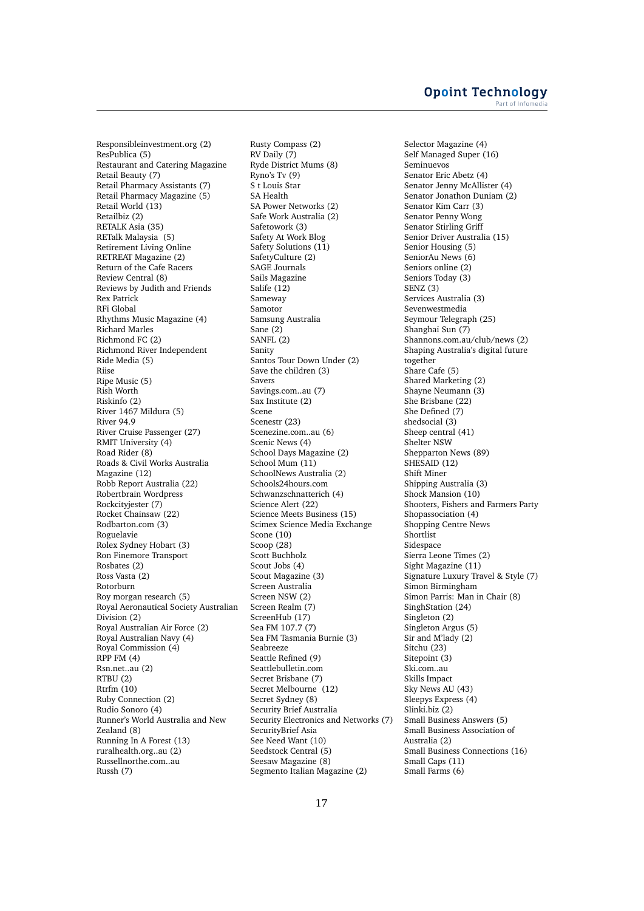Responsibleinvestment.org (2)
ResPublica (5)
Restaurant and Catering Magazine
Retail Beauty (7)
Retail Pharmacy Assistants (7)
Retail Pharmacy Magazine (5)
Retail World (13)
Retailbiz (2)
RETALK Asia (35)
RETalk Malaysia (5)
Retirement Living Online
RETREAT Magazine (2)
Return of the Cafe Racers
Review Central (8)
Reviews by Judith and Friends
Rex Patrick
RFi Global
Rhythms Music Magazine (4)
Richard Marles
Richmond FC (2)
Richmond River Independent
Ride Media (5)
Riise
Ripe Music (5)
Rish Worth
Riskinfo (2)
River 1467 Mildura (5)
River 94.9
River Cruise Passenger (27)
RMIT University (4)
Road Rider (8)
Roads & Civil Works Australia Magazine (12)
Robb Report Australia (22)
Robertbrain Wordpress
Rockcityjester (7)
Rocket Chainsaw (22)
Rodbarton.com (3)
Roguelavie
Rolex Sydney Hobart (3)
Ron Finemore Transport
Rosbates (2)
Ross Vasta (2)
Rotorburn
Roy morgan research (5)
Royal Aeronautical Society Australian Division (2)
Royal Australian Air Force (2)
Royal Australian Navy (4)
Royal Commission (4)
RPP FM (4)
Rsn.net..au (2)
RTBU (2)
Rtrfm (10)
Ruby Connection (2)
Rudio Sonoro (4)
Runner's World Australia and New Zealand (8)
Running In A Forest (13)
ruralhealth.org..au (2)
Russellnorthe.com..au
Russh (7)
Rusty Compass (2)
RV Daily (7)
Ryde District Mums (8)
Ryno's Tv (9)
S t Louis Star
SA Health
SA Power Networks (2)
Safe Work Australia (2)
Safetowork (3)
Safety At Work Blog
Safety Solutions (11)
SafetyCulture (2)
SAGE Journals
Sails Magazine
Salife (12)
Sameway
Samotor
Samsung Australia
Sane (2)
SANFL (2)
Sanity
Santos Tour Down Under (2)
Save the children (3)
Savers
Savings.com..au (7)
Sax Institute (2)
Scene
Scenestr (23)
Scenezine.com..au (6)
Scenic News (4)
School Days Magazine (2)
School Mum (11)
SchoolNews Australia (2)
Schools24hours.com
Schwanzschnatterich (4)
Science Alert (22)
Science Meets Business (15)
Scimex Science Media Exchange
Scone (10)
Scoop (28)
Scott Buchholz
Scout Jobs (4)
Scout Magazine (3)
Screen Australia
Screen NSW (2)
Screen Realm (7)
ScreenHub (17)
Sea FM 107.7 (7)
Sea FM Tasmania Burnie (3)
Seabreeze
Seattle Refined (9)
Seattlebulletin.com
Secret Brisbane (7)
Secret Melbourne (12)
Secret Sydney (8)
Security Brief Australia
Security Electronics and Networks (7)
SecurityBrief Asia
See Need Want (10)
Seedstock Central (5)
Seesaw Magazine (8)
Segmento Italian Magazine (2)
Selector Magazine (4)
Self Managed Super (16)
Seminuevos
Senator Eric Abetz (4)
Senator Jenny McAllister (4)
Senator Jonathon Duniam (2)
Senator Kim Carr (3)
Senator Penny Wong
Senator Stirling Griff
Senior Driver Australia (15)
Senior Housing (5)
SeniorAu News (6)
Seniors online (2)
Seniors Today (3)
SENZ (3)
Services Australia (3)
Sevenwestmedia
Seymour Telegraph (25)
Shanghai Sun (7)
Shannons.com.au/club/news (2)
Shaping Australia's digital future together
Share Cafe (5)
Shared Marketing (2)
Shayne Neumann (3)
She Brisbane (22)
She Defined (7)
shedsocial (3)
Sheep central (41)
Shelter NSW
Shepparton News (89)
SHESAID (12)
Shift Miner
Shipping Australia (3)
Shock Mansion (10)
Shooters, Fishers and Farmers Party
Shopassociation (4)
Shopping Centre News
Shortlist
Sidespace
Sierra Leone Times (2)
Sight Magazine (11)
Signature Luxury Travel & Style (7)
Simon Birmingham
Simon Parris: Man in Chair (8)
SinghStation (24)
Singleton (2)
Singleton Argus (5)
Sir and M'lady (2)
Sitchu (23)
Sitepoint (3)
Ski.com..au
Skills Impact
Sky News AU (43)
Sleepys Express (4)
Slinki.biz (2)
Small Business Answers (5)
Small Business Association of Australia (2)
Small Business Connections (16)
Small Caps (11)
Small Farms (6)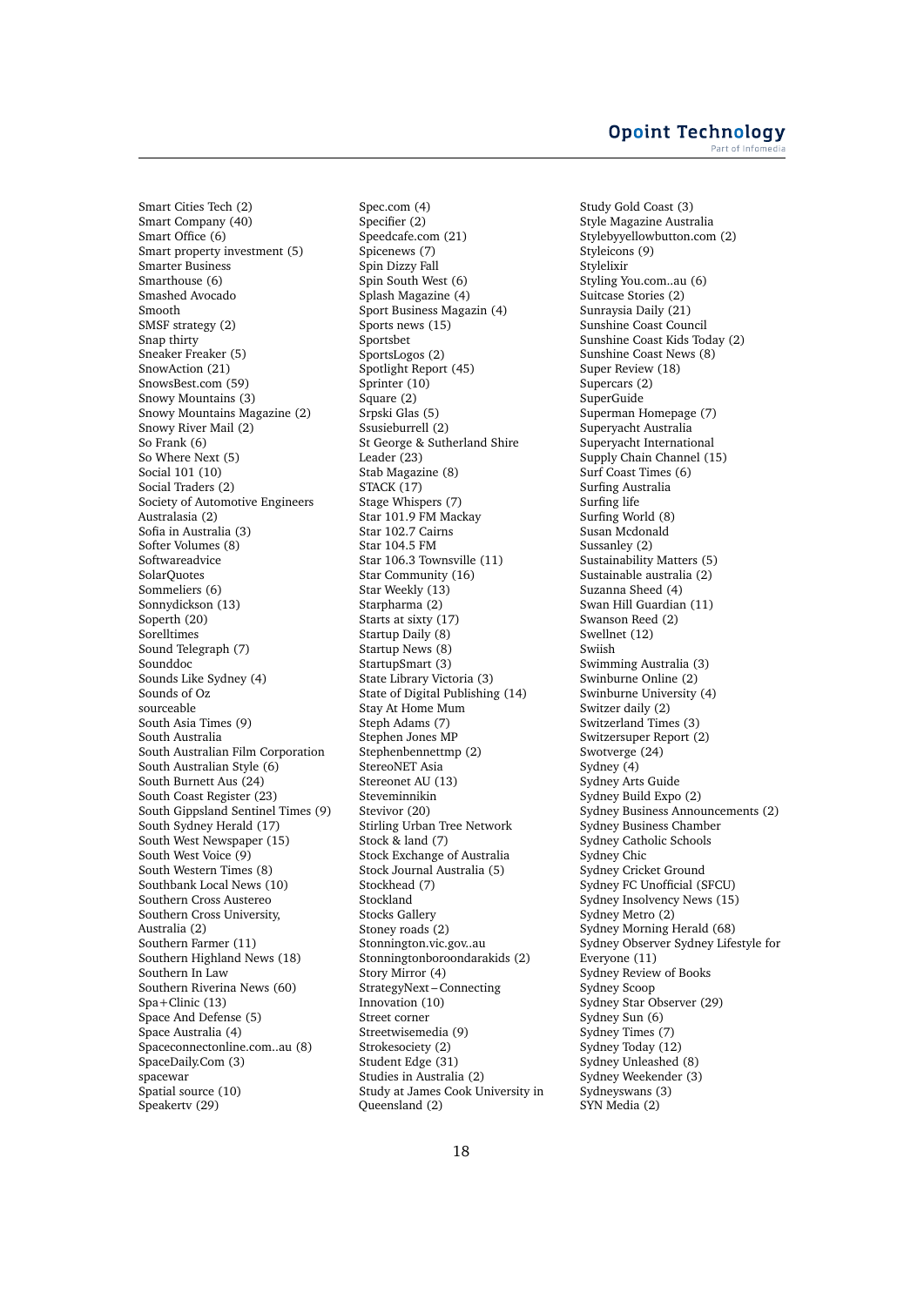Smart Cities Tech (2)
Smart Company (40)
Smart Office (6)
Smart property investment (5)
Smarter Business
Smarthouse (6)
Smashed Avocado
Smooth
SMSF strategy (2)
Snap thirty
Sneaker Freaker (5)
SnowAction (21)
SnowsBest.com (59)
Snowy Mountains (3)
Snowy Mountains Magazine (2)
Snowy River Mail (2)
So Frank (6)
So Where Next (5)
Social 101 (10)
Social Traders (2)
Society of Automotive Engineers Australasia (2)
Sofia in Australia (3)
Softer Volumes (8)
Softwareadvice
SolarQuotes
Sommeliers (6)
Sonnydickson (13)
Soperth (20)
Sorelltimes
Sound Telegraph (7)
Sounddoc
Sounds Like Sydney (4)
Sounds of Oz
sourceable
South Asia Times (9)
South Australia
South Australian Film Corporation
South Australian Style (6)
South Burnett Aus (24)
South Coast Register (23)
South Gippsland Sentinel Times (9)
South Sydney Herald (17)
South West Newspaper (15)
South West Voice (9)
South Western Times (8)
Southbank Local News (10)
Southern Cross Austereo
Southern Cross University, Australia (2)
Southern Farmer (11)
Southern Highland News (18)
Southern In Law
Southern Riverina News (60)
Spa+Clinic (13)
Space And Defense (5)
Space Australia (4)
Spaceconnectonline.com..au (8)
SpaceDaily.Com (3)
spacewar
Spatial source (10)
Speakertv (29)
Spec.com (4)
Specifier (2)
Speedcafe.com (21)
Spicenews (7)
Spin Dizzy Fall
Spin South West (6)
Splash Magazine (4)
Sport Business Magazin (4)
Sports news (15)
Sportsbet
SportsLogos (2)
Spotlight Report (45)
Sprinter (10)
Square (2)
Srpski Glas (5)
Ssusieburrell (2)
St George & Sutherland Shire Leader (23)
Stab Magazine (8)
STACK (17)
Stage Whispers (7)
Star 101.9 FM Mackay
Star 102.7 Cairns
Star 104.5 FM
Star 106.3 Townsville (11)
Star Community (16)
Star Weekly (13)
Starpharma (2)
Starts at sixty (17)
Startup Daily (8)
Startup News (8)
StartupSmart (3)
State Library Victoria (3)
State of Digital Publishing (14)
Stay At Home Mum
Steph Adams (7)
Stephen Jones MP
Stephenbennettmp (2)
StereoNET Asia
Stereonet AU (13)
Steveminnikin
Stevivor (20)
Stirling Urban Tree Network
Stock & land (7)
Stock Exchange of Australia
Stock Journal Australia (5)
Stockhead (7)
Stockland
Stocks Gallery
Stoney roads (2)
Stonnington.vic.gov..au
Stonningtonboroondarakids (2)
Story Mirror (4)
StrategyNext – Connecting Innovation (10)
Street corner
Streetwisemedia (9)
Strokesociety (2)
Student Edge (31)
Studies in Australia (2)
Study at James Cook University in Queensland (2)
Study Gold Coast (3)
Style Magazine Australia
Stylebyyellowbutton.com (2)
Styleicons (9)
Stylelixir
Styling You.com..au (6)
Suitcase Stories (2)
Sunraysia Daily (21)
Sunshine Coast Council
Sunshine Coast Kids Today (2)
Sunshine Coast News (8)
Super Review (18)
Supercars (2)
SuperGuide
Superman Homepage (7)
Superyacht Australia
Superyacht International
Supply Chain Channel (15)
Surf Coast Times (6)
Surfing Australia
Surfing life
Surfing World (8)
Susan Mcdonald
Sussanley (2)
Sustainability Matters (5)
Sustainable australia (2)
Suzanna Sheed (4)
Swan Hill Guardian (11)
Swanson Reed (2)
Swellnet (12)
Swiish
Swimming Australia (3)
Swinburne Online (2)
Swinburne University (4)
Switzer daily (2)
Switzerland Times (3)
Switzersuper Report (2)
Swotverge (24)
Sydney (4)
Sydney Arts Guide
Sydney Build Expo (2)
Sydney Business Announcements (2)
Sydney Business Chamber
Sydney Catholic Schools
Sydney Chic
Sydney Cricket Ground
Sydney FC Unofficial (SFCU)
Sydney Insolvency News (15)
Sydney Metro (2)
Sydney Morning Herald (68)
Sydney Observer Sydney Lifestyle for Everyone (11)
Sydney Review of Books
Sydney Scoop
Sydney Star Observer (29)
Sydney Sun (6)
Sydney Times (7)
Sydney Today (12)
Sydney Unleashed (8)
Sydney Weekender (3)
Sydneyswans (3)
SYN Media (2)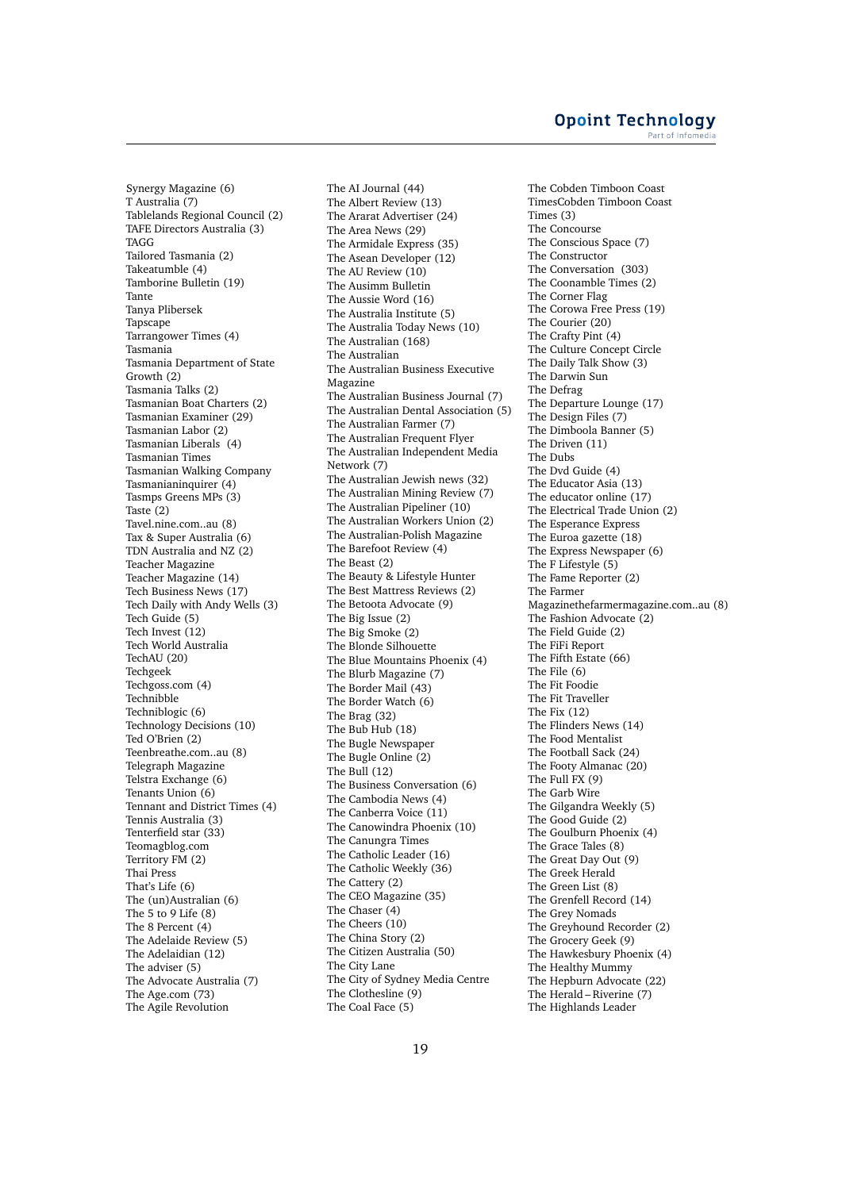Synergy Magazine (6)
T Australia (7)
Tablelands Regional Council (2)
TAFE Directors Australia (3)
TAGG
Tailored Tasmania (2)
Takeatumble (4)
Tamborine Bulletin (19)
Tante
Tanya Plibersek
Tapscape
Tarrangower Times (4)
Tasmania
Tasmania Department of State Growth (2)
Tasmania Talks (2)
Tasmanian Boat Charters (2)
Tasmanian Examiner (29)
Tasmanian Labor (2)
Tasmanian Liberals (4)
Tasmanian Times
Tasmanian Walking Company
Tasmanianinquirer (4)
Tasmps Greens MPs (3)
Taste (2)
Tavel.nine.com..au (8)
Tax & Super Australia (6)
TDN Australia and NZ (2)
Teacher Magazine
Teacher Magazine (14)
Tech Business News (17)
Tech Daily with Andy Wells (3)
Tech Guide (5)
Tech Invest (12)
Tech World Australia
TechAU (20)
Techgeek
Techgoss.com (4)
Technibble
Techniblogic (6)
Technology Decisions (10)
Ted O'Brien (2)
Teenbreathe.com..au (8)
Telegraph Magazine
Telstra Exchange (6)
Tenants Union (6)
Tennant and District Times (4)
Tennis Australia (3)
Tenterfield star (33)
Teomagblog.com
Territory FM (2)
Thai Press
That's Life (6)
The (un)Australian (6)
The 5 to 9 Life (8)
The 8 Percent (4)
The Adelaide Review (5)
The Adelaidian (12)
The adviser (5)
The Advocate Australia (7)
The Age.com (73)
The Agile Revolution
The AI Journal (44)
The Albert Review (13)
The Ararat Advertiser (24)
The Area News (29)
The Armidale Express (35)
The Asean Developer (12)
The AU Review (10)
The Ausimm Bulletin
The Aussie Word (16)
The Australia Institute (5)
The Australia Today News (10)
The Australian (168)
The Australian
The Australian Business Executive Magazine
The Australian Business Journal (7)
The Australian Dental Association (5)
The Australian Farmer (7)
The Australian Frequent Flyer
The Australian Independent Media Network (7)
The Australian Jewish news (32)
The Australian Mining Review (7)
The Australian Pipeliner (10)
The Australian Workers Union (2)
The Australian-Polish Magazine
The Barefoot Review (4)
The Beast (2)
The Beauty & Lifestyle Hunter
The Best Mattress Reviews (2)
The Betoota Advocate (9)
The Big Issue (2)
The Big Smoke (2)
The Blonde Silhouette
The Blue Mountains Phoenix (4)
The Blurb Magazine (7)
The Border Mail (43)
The Border Watch (6)
The Brag (32)
The Bub Hub (18)
The Bugle Newspaper
The Bugle Online (2)
The Bull (12)
The Business Conversation (6)
The Cambodia News (4)
The Canberra Voice (11)
The Canowindra Phoenix (10)
The Canungra Times
The Catholic Leader (16)
The Catholic Weekly (36)
The Cattery (2)
The CEO Magazine (35)
The Chaser (4)
The Cheers (10)
The China Story (2)
The Citizen Australia (50)
The City Lane
The City of Sydney Media Centre
The Clothesline (9)
The Coal Face (5)
The Cobden Timboon Coast TimesCobden Timboon Coast Times (3)
The Concourse
The Conscious Space (7)
The Constructor
The Conversation (303)
The Coonamble Times (2)
The Corner Flag
The Corowa Free Press (19)
The Courier (20)
The Crafty Pint (4)
The Culture Concept Circle
The Daily Talk Show (3)
The Darwin Sun
The Defrag
The Departure Lounge (17)
The Design Files (7)
The Dimboola Banner (5)
The Driven (11)
The Dubs
The Dvd Guide (4)
The Educator Asia (13)
The educator online (17)
The Electrical Trade Union (2)
The Esperance Express
The Euroa gazette (18)
The Express Newspaper (6)
The F Lifestyle (5)
The Fame Reporter (2)
The Farmer Magazinethefarmermagazine.com..au (8)
The Fashion Advocate (2)
The Field Guide (2)
The FiFi Report
The Fifth Estate (66)
The File (6)
The Fit Foodie
The Fit Traveller
The Fix (12)
The Flinders News (14)
The Food Mentalist
The Football Sack (24)
The Footy Almanac (20)
The Full FX (9)
The Garb Wire
The Gilgandra Weekly (5)
The Good Guide (2)
The Goulburn Phoenix (4)
The Grace Tales (8)
The Great Day Out (9)
The Greek Herald
The Green List (8)
The Grenfell Record (14)
The Grey Nomads
The Greyhound Recorder (2)
The Grocery Geek (9)
The Hawkesbury Phoenix (4)
The Healthy Mummy
The Hepburn Advocate (22)
The Herald – Riverine (7)
The Highlands Leader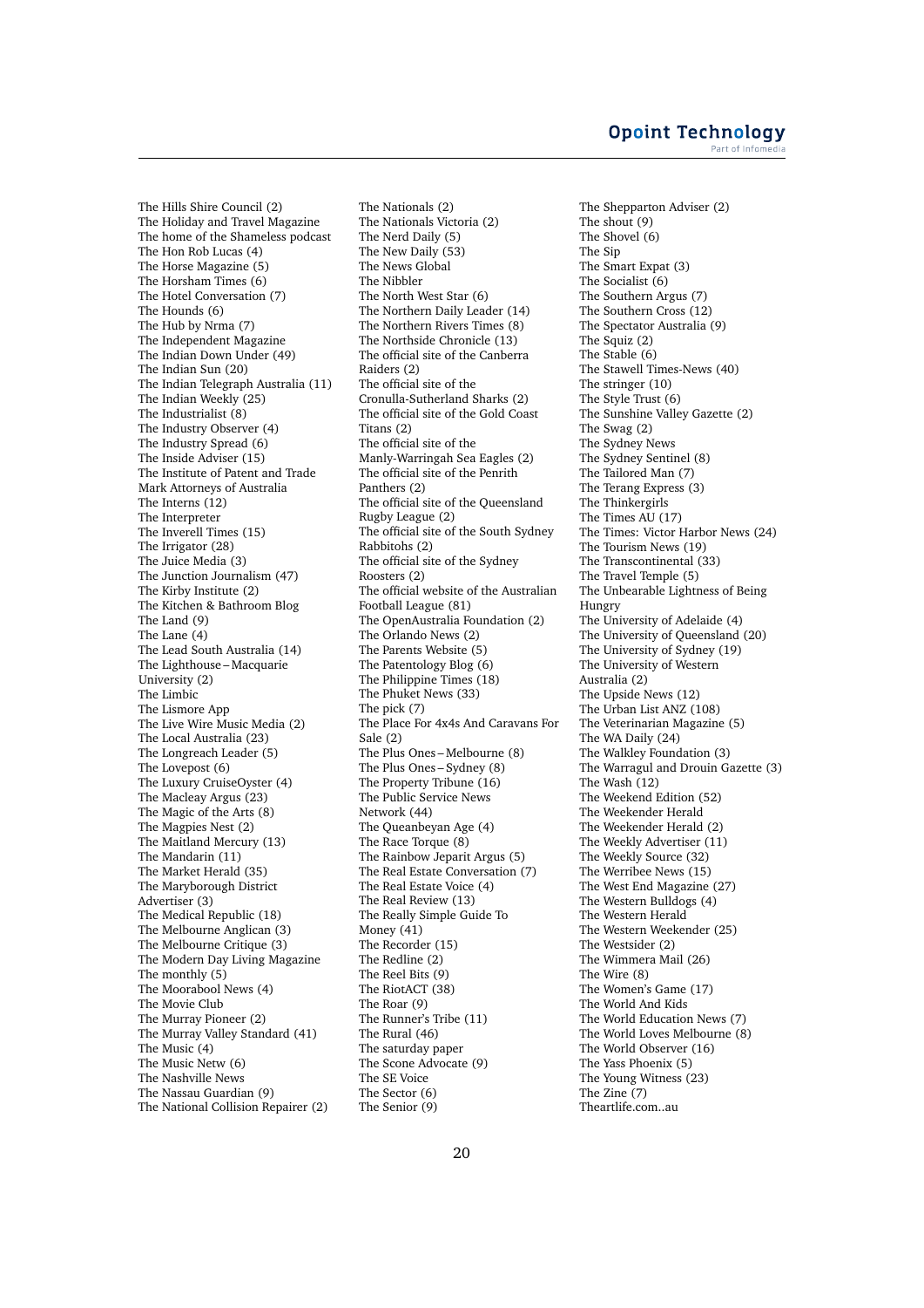The Hills Shire Council (2)
The Holiday and Travel Magazine
The home of the Shameless podcast
The Hon Rob Lucas (4)
The Horse Magazine (5)
The Horsham Times (6)
The Hotel Conversation (7)
The Hounds (6)
The Hub by Nrma (7)
The Independent Magazine
The Indian Down Under (49)
The Indian Sun (20)
The Indian Telegraph Australia (11)
The Indian Weekly (25)
The Industrialist (8)
The Industry Observer (4)
The Industry Spread (6)
The Inside Adviser (15)
The Institute of Patent and Trade Mark Attorneys of Australia
The Interns (12)
The Interpreter
The Inverell Times (15)
The Irrigator (28)
The Juice Media (3)
The Junction Journalism (47)
The Kirby Institute (2)
The Kitchen & Bathroom Blog
The Land (9)
The Lane (4)
The Lead South Australia (14)
The Lighthouse – Macquarie University (2)
The Limbic
The Lismore App
The Live Wire Music Media (2)
The Local Australia (23)
The Longreach Leader (5)
The Lovepost (6)
The Luxury CruiseOyster (4)
The Macleay Argus (23)
The Magic of the Arts (8)
The Magpies Nest (2)
The Maitland Mercury (13)
The Mandarin (11)
The Market Herald (35)
The Maryborough District Advertiser (3)
The Medical Republic (18)
The Melbourne Anglican (3)
The Melbourne Critique (3)
The Modern Day Living Magazine
The monthly (5)
The Moorabool News (4)
The Movie Club
The Murray Pioneer (2)
The Murray Valley Standard (41)
The Music (4)
The Music Netw (6)
The Nashville News
The Nassau Guardian (9)
The National Collision Repairer (2)
The Nationals (2)
The Nationals Victoria (2)
The Nerd Daily (5)
The New Daily (53)
The News Global
The Nibbler
The North West Star (6)
The Northern Daily Leader (14)
The Northern Rivers Times (8)
The Northside Chronicle (13)
The official site of the Canberra Raiders (2)
The official site of the Cronulla-Sutherland Sharks (2)
The official site of the Gold Coast Titans (2)
The official site of the Manly-Warringah Sea Eagles (2)
The official site of the Penrith Panthers (2)
The official site of the Queensland Rugby League (2)
The official site of the South Sydney Rabbitohs (2)
The official site of the Sydney Roosters (2)
The official website of the Australian Football League (81)
The OpenAustralia Foundation (2)
The Orlando News (2)
The Parents Website (5)
The Patentology Blog (6)
The Philippine Times (18)
The Phuket News (33)
The pick (7)
The Place For 4x4s And Caravans For Sale (2)
The Plus Ones – Melbourne (8)
The Plus Ones – Sydney (8)
The Property Tribune (16)
The Public Service News Network (44)
The Queanbeyan Age (4)
The Race Torque (8)
The Rainbow Jeparit Argus (5)
The Real Estate Conversation (7)
The Real Estate Voice (4)
The Real Review (13)
The Really Simple Guide To Money (41)
The Recorder (15)
The Redline (2)
The Reel Bits (9)
The RiotACT (38)
The Roar (9)
The Runner's Tribe (11)
The Rural (46)
The saturday paper
The Scone Advocate (9)
The SE Voice
The Sector (6)
The Senior (9)
The Shepparton Adviser (2)
The shout (9)
The Shovel (6)
The Sip
The Smart Expat (3)
The Socialist (6)
The Southern Argus (7)
The Southern Cross (12)
The Spectator Australia (9)
The Squiz (2)
The Stable (6)
The Stawell Times-News (40)
The stringer (10)
The Style Trust (6)
The Sunshine Valley Gazette (2)
The Swag (2)
The Sydney News
The Sydney Sentinel (8)
The Tailored Man (7)
The Terang Express (3)
The Thinkergirls
The Times AU (17)
The Times: Victor Harbor News (24)
The Tourism News (19)
The Transcontinental (33)
The Travel Temple (5)
The Unbearable Lightness of Being Hungry
The University of Adelaide (4)
The University of Queensland (20)
The University of Sydney (19)
The University of Western Australia (2)
The Upside News (12)
The Urban List ANZ (108)
The Veterinarian Magazine (5)
The WA Daily (24)
The Walkley Foundation (3)
The Warragul and Drouin Gazette (3)
The Wash (12)
The Weekend Edition (52)
The Weekender Herald
The Weekender Herald (2)
The Weekly Advertiser (11)
The Weekly Source (32)
The Werribee News (15)
The West End Magazine (27)
The Western Bulldogs (4)
The Western Herald
The Western Weekender (25)
The Westsider (2)
The Wimmera Mail (26)
The Wire (8)
The Women's Game (17)
The World And Kids
The World Education News (7)
The World Loves Melbourne (8)
The World Observer (16)
The Yass Phoenix (5)
The Young Witness (23)
The Zine (7)
Theartlife.com..au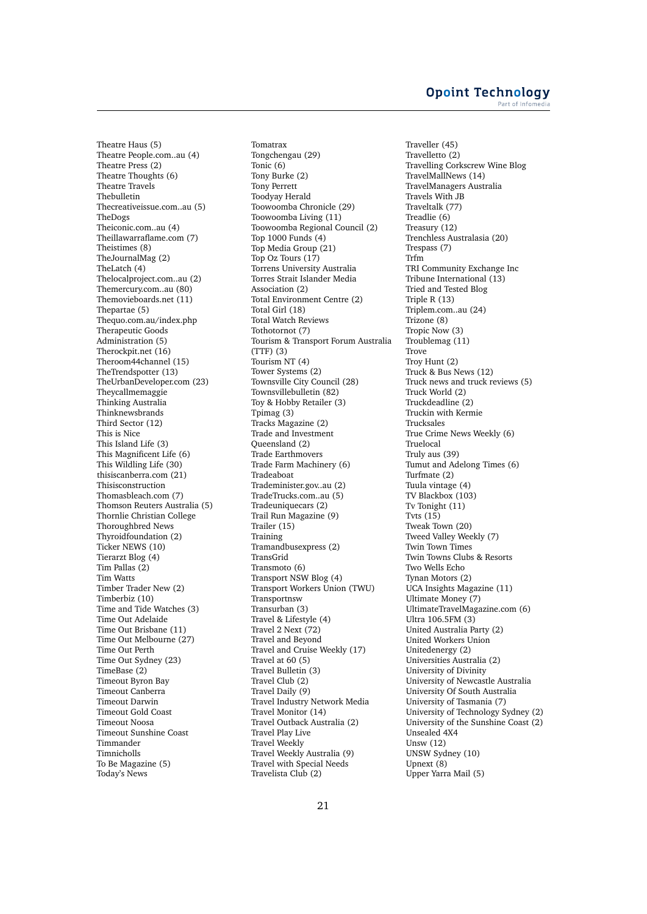Theatre Haus (5)
Theatre People.com..au (4)
Theatre Press (2)
Theatre Thoughts (6)
Theatre Travels
Thebulletin
Thecreativeissue.com..au (5)
TheDogs
Theiconic.com..au (4)
Theillawarraflame.com (7)
Theistimes (8)
TheJournalMag (2)
TheLatch (4)
Thelocalproject.com..au (2)
Themercury.com..au (80)
Themovieboards.net (11)
Thepartae (5)
Thequo.com.au/index.php
Therapeutic Goods Administration (5)
Therockpit.net (16)
Theroom44channel (15)
TheTrendspotter (13)
TheUrbanDeveloper.com (23)
Theycallmemaggie
Thinking Australia
Thinknewsbrands
Third Sector (12)
This is Nice
This Island Life (3)
This Magnificent Life (6)
This Wildling Life (30)
thisiscanberra.com (21)
Thisisconstruction
Thomasbleach.com (7)
Thomson Reuters Australia (5)
Thornlie Christian College
Thoroughbred News
Thyroidfoundation (2)
Ticker NEWS (10)
Tierarzt Blog (4)
Tim Pallas (2)
Tim Watts
Timber Trader New (2)
Timberbiz (10)
Time and Tide Watches (3)
Time Out Adelaide
Time Out Brisbane (11)
Time Out Melbourne (27)
Time Out Perth
Time Out Sydney (23)
TimeBase (2)
Timeout Byron Bay
Timeout Canberra
Timeout Darwin
Timeout Gold Coast
Timeout Noosa
Timeout Sunshine Coast
Timmander
Timnicholls
To Be Magazine (5)
Today's News
Tomatrax
Tongchengau (29)
Tonic (6)
Tony Burke (2)
Tony Perrett
Toodyay Herald
Toowoomba Chronicle (29)
Toowoomba Living (11)
Toowoomba Regional Council (2)
Top 1000 Funds (4)
Top Media Group (21)
Top Oz Tours (17)
Torrens University Australia
Torres Strait Islander Media Association (2)
Total Environment Centre (2)
Total Girl (18)
Total Watch Reviews
Tothotornot (7)
Tourism & Transport Forum Australia (TTF) (3)
Tourism NT (4)
Tower Systems (2)
Townsville City Council (28)
Townsvillebulletin (82)
Toy & Hobby Retailer (3)
Tpimag (3)
Tracks Magazine (2)
Trade and Investment Queensland (2)
Trade Earthmovers
Trade Farm Machinery (6)
Tradeaboat
Trademinister.gov..au (2)
TradeTrucks.com..au (5)
Tradeuniquecars (2)
Trail Run Magazine (9)
Trailer (15)
Training
Tramandbusexpress (2)
TransGrid
Transmoto (6)
Transport NSW Blog (4)
Transport Workers Union (TWU)
Transportnsw
Transurban (3)
Travel & Lifestyle (4)
Travel 2 Next (72)
Travel and Beyond
Travel and Cruise Weekly (17)
Travel at 60 (5)
Travel Bulletin (3)
Travel Club (2)
Travel Daily (9)
Travel Industry Network Media
Travel Monitor (14)
Travel Outback Australia (2)
Travel Play Live
Travel Weekly
Travel Weekly Australia (9)
Travel with Special Needs
Travelista Club (2)
Traveller (45)
Travelletto (2)
Travelling Corkscrew Wine Blog
TravelMallNews (14)
TravelManagers Australia
Travels With JB
Traveltalk (77)
Treadlie (6)
Treasury (12)
Trenchless Australasia (20)
Trespass (7)
Trfm
TRI Community Exchange Inc
Tribune International (13)
Tried and Tested Blog
Triple R (13)
Triplem.com..au (24)
Trizone (8)
Tropic Now (3)
Troublemag (11)
Trove
Troy Hunt (2)
Truck & Bus News (12)
Truck news and truck reviews (5)
Truck World (2)
Truckdeadline (2)
Truckin with Kermie
Trucksales
True Crime News Weekly (6)
Truelocal
Truly aus (39)
Tumut and Adelong Times (6)
Turfmate (2)
Tuula vintage (4)
TV Blackbox (103)
Tv Tonight (11)
Tvts (15)
Tweak Town (20)
Tweed Valley Weekly (7)
Twin Town Times
Twin Towns Clubs & Resorts
Two Wells Echo
Tynan Motors (2)
UCA Insights Magazine (11)
Ultimate Money (7)
UltimateTravelMagazine.com (6)
Ultra 106.5FM (3)
United Australia Party (2)
United Workers Union
Unitedenergy (2)
Universities Australia (2)
University of Divinity
University of Newcastle Australia
University Of South Australia
University of Tasmania (7)
University of Technology Sydney (2)
University of the Sunshine Coast (2)
Unsealed 4X4
Unsw (12)
UNSW Sydney (10)
Upnext (8)
Upper Yarra Mail (5)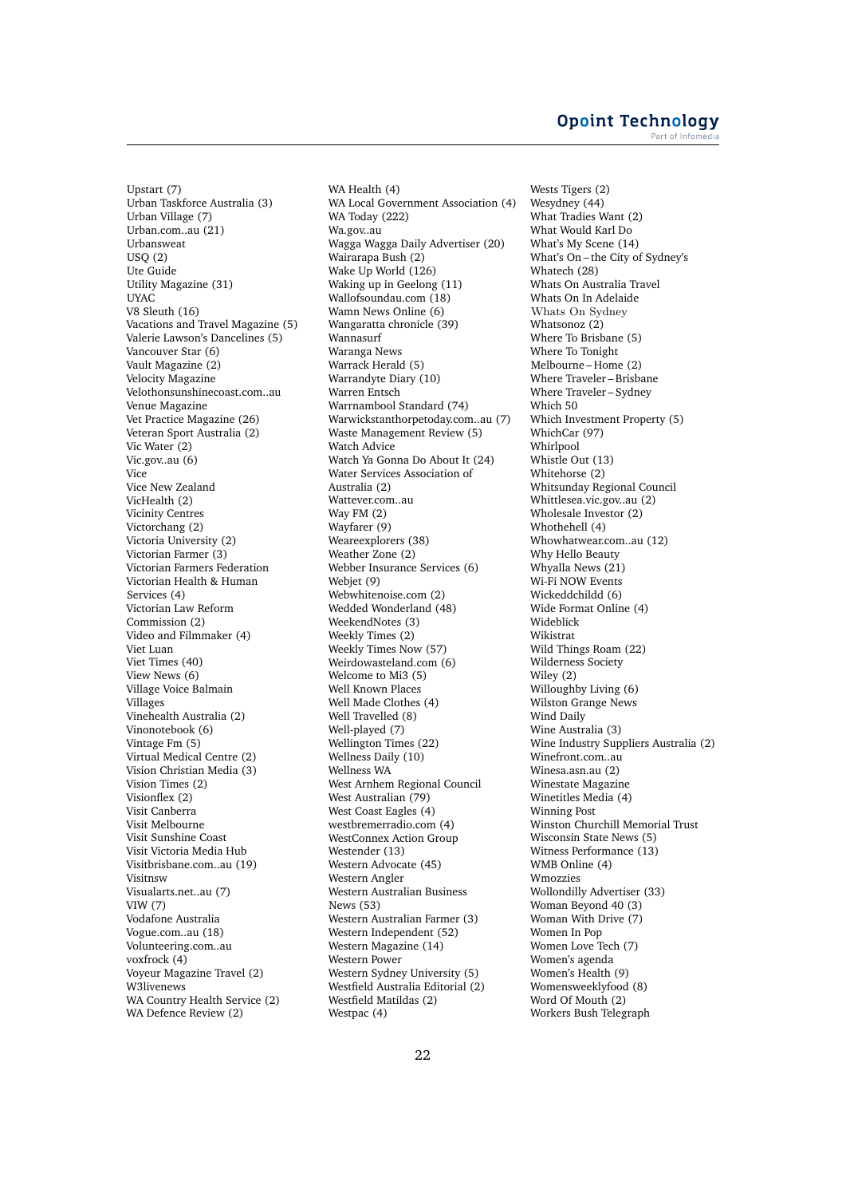Upstart (7)
Urban Taskforce Australia (3)
Urban Village (7)
Urban.com..au (21)
Urbansweat
USQ (2)
Ute Guide
Utility Magazine (31)
UYAC
V8 Sleuth (16)
Vacations and Travel Magazine (5)
Valerie Lawson's Dancelines (5)
Vancouver Star (6)
Vault Magazine (2)
Velocity Magazine
Velothonsunshinecoast.com..au
Venue Magazine
Vet Practice Magazine (26)
Veteran Sport Australia (2)
Vic Water (2)
Vic.gov..au (6)
Vice
Vice New Zealand
VicHealth (2)
Vicinity Centres
Victorchang (2)
Victoria University (2)
Victorian Farmer (3)
Victorian Farmers Federation
Victorian Health & Human Services (4)
Victorian Law Reform Commission (2)
Video and Filmmaker (4)
Viet Luan
Viet Times (40)
View News (6)
Village Voice Balmain
Villages
Vinehealth Australia (2)
Vinonotebook (6)
Vintage Fm (5)
Virtual Medical Centre (2)
Vision Christian Media (3)
Vision Times (2)
Visionflex (2)
Visit Canberra
Visit Melbourne
Visit Sunshine Coast
Visit Victoria Media Hub
Visitbrisbane.com..au (19)
Visitnsw
Visualarts.net..au (7)
VIW (7)
Vodafone Australia
Vogue.com..au (18)
Volunteering.com..au
voxfrock (4)
Voyeur Magazine Travel (2)
W3livenews
WA Country Health Service (2)
WA Defence Review (2)
WA Health (4)
WA Local Government Association (4)
WA Today (222)
Wa.gov..au
Wagga Wagga Daily Advertiser (20)
Wairarapa Bush (2)
Wake Up World (126)
Waking up in Geelong (11)
Wallofsoundau.com (18)
Wamn News Online (6)
Wangaratta chronicle (39)
Wannasurf
Waranga News
Warrack Herald (5)
Warrandyte Diary (10)
Warren Entsch
Warrnambool Standard (74)
Warwickstanthorpetoday.com..au (7)
Waste Management Review (5)
Watch Advice
Watch Ya Gonna Do About It (24)
Water Services Association of Australia (2)
Wattever.com..au
Way FM (2)
Wayfarer (9)
Weareexplorers (38)
Weather Zone (2)
Webber Insurance Services (6)
Webjet (9)
Webwhitenoise.com (2)
Wedded Wonderland (48)
WeekendNotes (3)
Weekly Times (2)
Weekly Times Now (57)
Weirdowasteland.com (6)
Welcome to Mi3 (5)
Well Known Places
Well Made Clothes (4)
Well Travelled (8)
Well-played (7)
Wellington Times (22)
Wellness Daily (10)
Wellness WA
West Arnhem Regional Council
West Australian (79)
West Coast Eagles (4)
westbremerradio.com (4)
WestConnex Action Group
Westender (13)
Western Advocate (45)
Western Angler
Western Australian Business News (53)
Western Australian Farmer (3)
Western Independent (52)
Western Magazine (14)
Western Power
Western Sydney University (5)
Westfield Australia Editorial (2)
Westfield Matildas (2)
Westpac (4)
Wests Tigers (2)
Wesydney (44)
What Tradies Want (2)
What Would Karl Do
What's My Scene (14)
What's On – the City of Sydney's
Whatech (28)
Whats On Australia Travel
Whats On In Adelaide
Whats On Sydney
Whatsonoz (2)
Where To Brisbane (5)
Where To Tonight
Melbourne – Home (2)
Where Traveler – Brisbane
Where Traveler – Sydney
Which 50
Which Investment Property (5)
WhichCar (97)
Whirlpool
Whistle Out (13)
Whitehorse (2)
Whitsunday Regional Council
Whittlesea.vic.gov..au (2)
Wholesale Investor (2)
Whothehell (4)
Whowhatwear.com..au (12)
Why Hello Beauty
Whyalla News (21)
Wi-Fi NOW Events
Wickeddchildd (6)
Wide Format Online (4)
Wideblick
Wikistrat
Wild Things Roam (22)
Wilderness Society
Wiley (2)
Willoughby Living (6)
Wilston Grange News
Wind Daily
Wine Australia (3)
Wine Industry Suppliers Australia (2)
Winefront.com..au
Winesa.asn.au (2)
Winestate Magazine
Winetitles Media (4)
Winning Post
Winston Churchill Memorial Trust
Wisconsin State News (5)
Witness Performance (13)
WMB Online (4)
Wmozzies
Wollondilly Advertiser (33)
Woman Beyond 40 (3)
Woman With Drive (7)
Women In Pop
Women Love Tech (7)
Women's agenda
Women's Health (9)
Womensweeklyfood (8)
Word Of Mouth (2)
Workers Bush Telegraph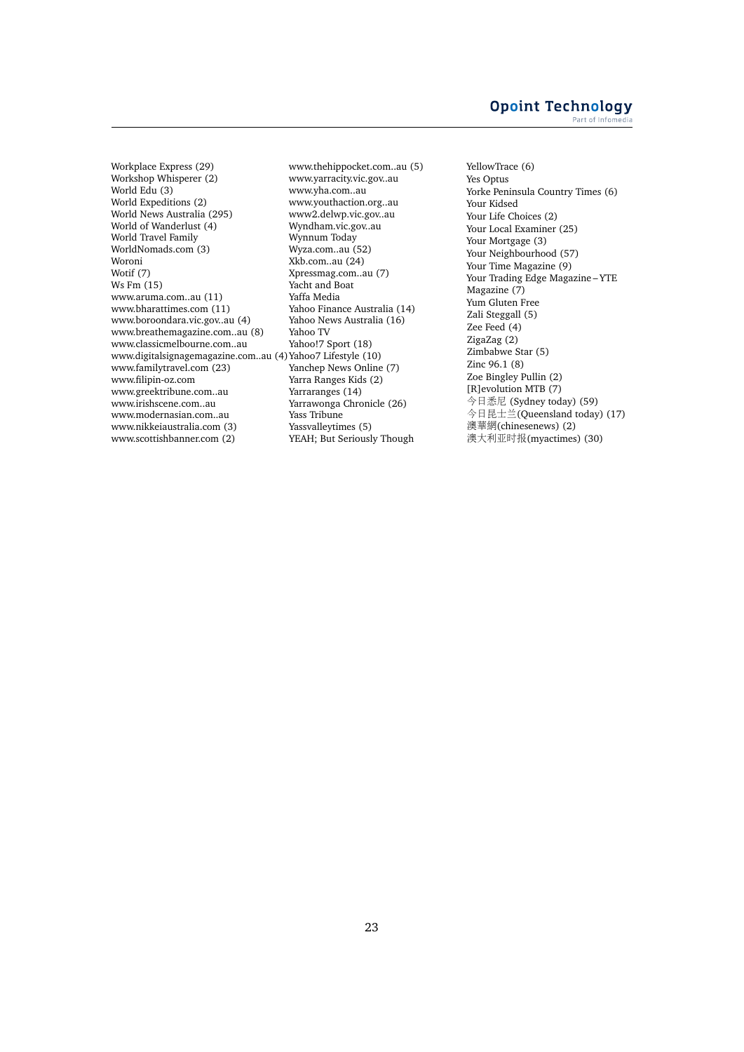Workplace Express (29)
Workshop Whisperer (2)
World Edu (3)
World Expeditions (2)
World News Australia (295)
World of Wanderlust (4)
World Travel Family
WorldNomads.com (3)
Woroni
Wotif (7)
Ws Fm (15)
www.aruma.com..au (11)
www.bharattimes.com (11)
www.boroondara.vic.gov..au (4)
www.breathemagazine.com..au (8)
www.classicmelbourne.com..au
www.digitalsignagemagazine.com..au (4)
www.familytravel.com (23)
www.filipin-oz.com
www.greektribune.com..au
www.irishscene.com..au
www.modernasian.com..au
www.nikkeiaustralia.com (3)
www.scottishbanner.com (2)
www.thehippocket.com..au (5)
www.yarracity.vic.gov..au
www.yha.com..au
www.youthaction.org..au
www2.delwp.vic.gov..au
Wyndham.vic.gov..au
Wynnum Today
Wyza.com..au (52)
Xkb.com..au (24)
Xpressmag.com..au (7)
Yacht and Boat
Yaffa Media
Yahoo Finance Australia (14)
Yahoo News Australia (16)
Yahoo TV
Yahoo!7 Sport (18)
Yahoo7 Lifestyle (10)
Yanchep News Online (7)
Yarra Ranges Kids (2)
Yarraranges (14)
Yarrawonga Chronicle (26)
Yass Tribune
Yassvalleytimes (5)
YEAH; But Seriously Though
YellowTrace (6)
Yes Optus
Yorke Peninsula Country Times (6)
Your Kidsed
Your Life Choices (2)
Your Local Examiner (25)
Your Mortgage (3)
Your Neighbourhood (57)
Your Time Magazine (9)
Your Trading Edge Magazine – YTE Magazine (7)
Yum Gluten Free
Zali Steggall (5)
Zee Feed (4)
ZigaZag (2)
Zimbabwe Star (5)
Zinc 96.1 (8)
Zoe Bingley Pullin (2)
[R]evolution MTB (7)
今日悉尼 (Sydney today) (59)
今日昆士兰(Queensland today) (17)
澳華網(chinesenews) (2)
澳大利亚时报(myactimes) (30)